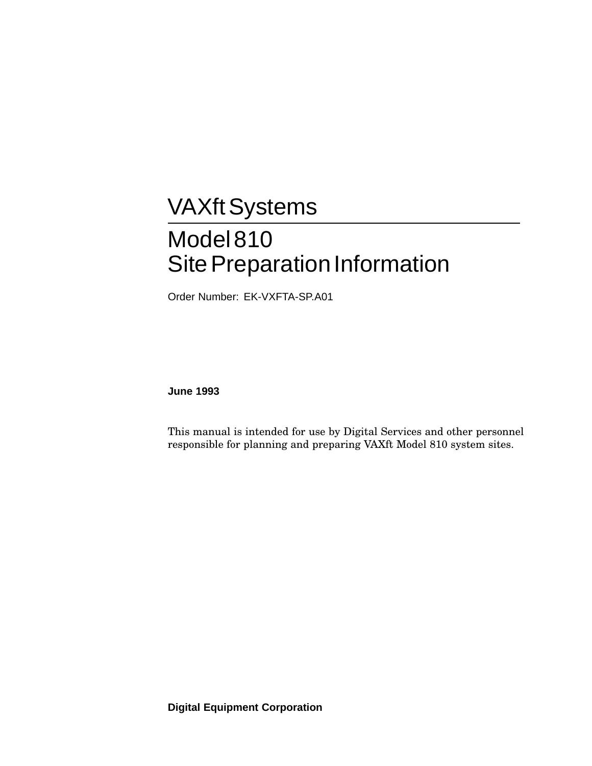# VAXft Systems

## Model 810
## Site Preparation Information

Order Number: EK-VXFTA-SP.A01

**June 1993**

This manual is intended for use by Digital Services and other personnel responsible for planning and preparing VAXft Model 810 system sites.

**Digital Equipment Corporation**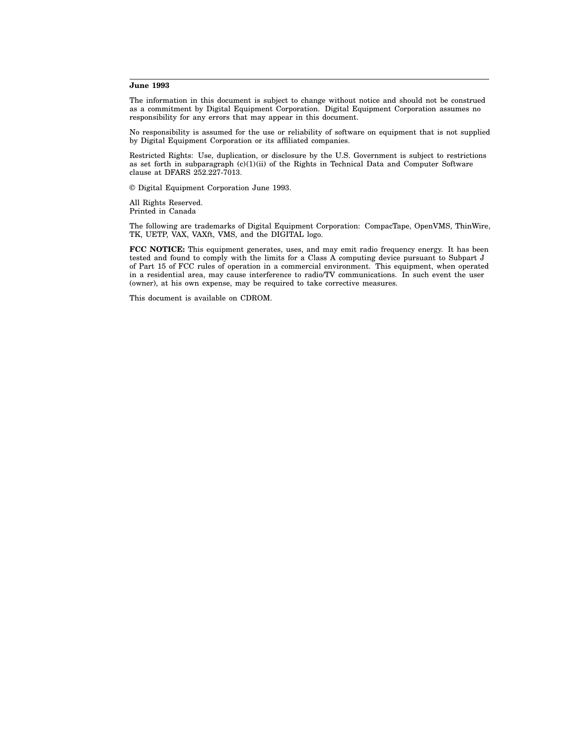**June 1993**

The information in this document is subject to change without notice and should not be construed as a commitment by Digital Equipment Corporation. Digital Equipment Corporation assumes no responsibility for any errors that may appear in this document.

No responsibility is assumed for the use or reliability of software on equipment that is not supplied by Digital Equipment Corporation or its affiliated companies.

Restricted Rights: Use, duplication, or disclosure by the U.S. Government is subject to restrictions as set forth in subparagraph (c)(1)(ii) of the Rights in Technical Data and Computer Software clause at DFARS 252.227-7013.

© Digital Equipment Corporation June 1993.

All Rights Reserved.
Printed in Canada

The following are trademarks of Digital Equipment Corporation: CompacTape, OpenVMS, ThinWire, TK, UETP, VAX, VAXft, VMS, and the DIGITAL logo.

**FCC NOTICE:** This equipment generates, uses, and may emit radio frequency energy. It has been tested and found to comply with the limits for a Class A computing device pursuant to Subpart J of Part 15 of FCC rules of operation in a commercial environment. This equipment, when operated in a residential area, may cause interference to radio/TV communications. In such event the user (owner), at his own expense, may be required to take corrective measures.

This document is available on CDROM.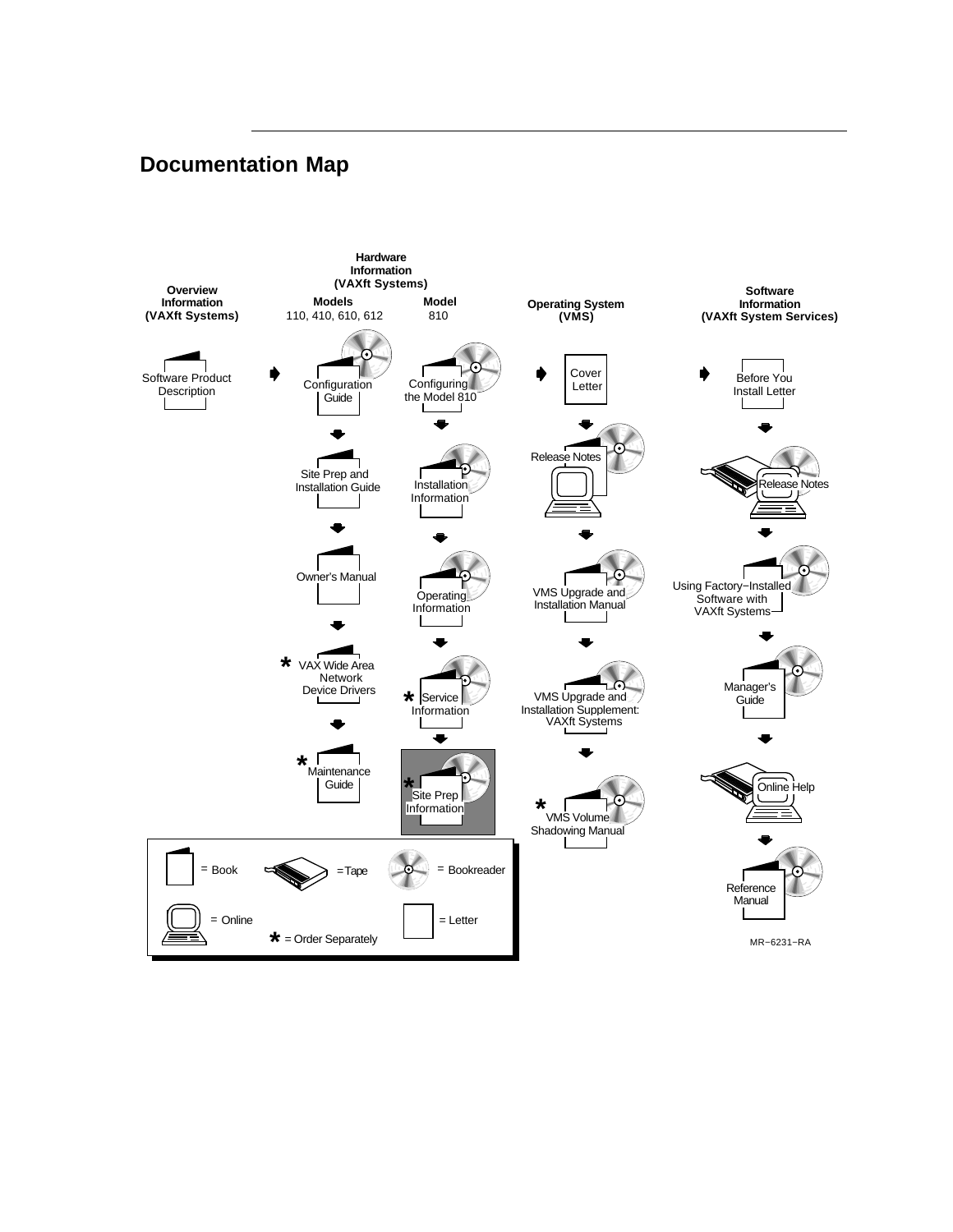# Documentation Map

**Overview Information (VAXft Systems)**

- Software Product Description

**Hardware Information (VAXft Systems)**

**Models 110, 410, 610, 612**

- Configuration Guide
- Site Prep and Installation Guide
- Owner's Manual
- * VAX Wide Area Network Device Drivers
- * Maintenance Guide

**Model 810**

- Configuring the Model 810
- Installation Information
- Operating Information
- * Service Information
- * Site Prep Information

**Operating System (VMS)**

- Cover Letter
- Release Notes
- VMS Upgrade and Installation Manual
- VMS Upgrade and Installation Supplement: VAXft Systems
- * VMS Volume Shadowing Manual

**Software Information (VAXft System Services)**

- Before You Install Letter
- Release Notes
- Using Factory−Installed Software with VAXft Systems
- Manager's Guide
- Online Help
- Reference Manual

= Book
= Tape
= Bookreader
= Online
= Letter
* = Order Separately

MR−6231−RA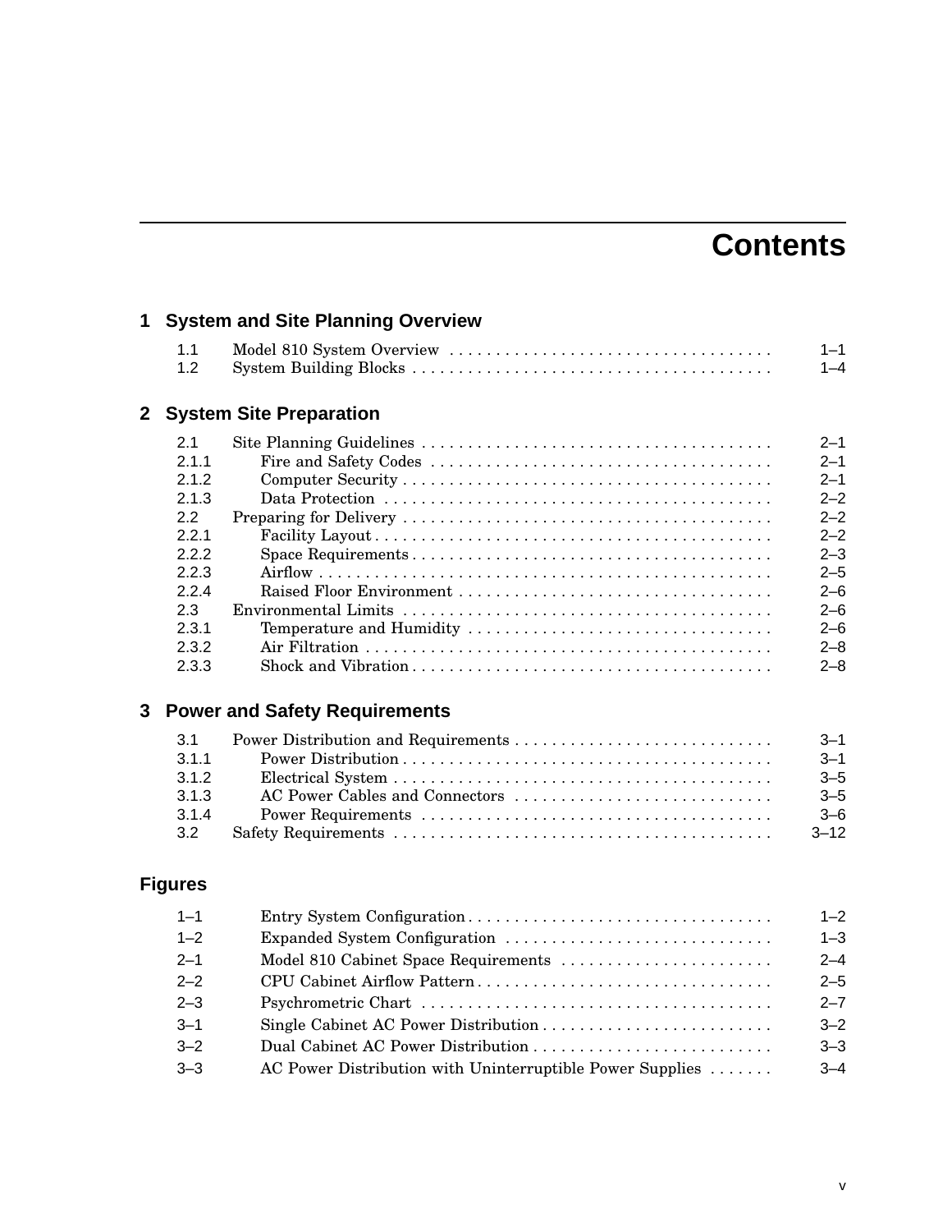# Contents

## 1 System and Site Planning Overview

| | | |
|---|---|---|
| 1.1 | Model 810 System Overview | 1–1 |
| 1.2 | System Building Blocks | 1–4 |

## 2 System Site Preparation

| | | |
|---|---|---|
| 2.1 | Site Planning Guidelines | 2–1 |
| 2.1.1 | Fire and Safety Codes | 2–1 |
| 2.1.2 | Computer Security | 2–1 |
| 2.1.3 | Data Protection | 2–2 |
| 2.2 | Preparing for Delivery | 2–2 |
| 2.2.1 | Facility Layout | 2–2 |
| 2.2.2 | Space Requirements | 2–3 |
| 2.2.3 | Airflow | 2–5 |
| 2.2.4 | Raised Floor Environment | 2–6 |
| 2.3 | Environmental Limits | 2–6 |
| 2.3.1 | Temperature and Humidity | 2–6 |
| 2.3.2 | Air Filtration | 2–8 |
| 2.3.3 | Shock and Vibration | 2–8 |

## 3 Power and Safety Requirements

| | | |
|---|---|---|
| 3.1 | Power Distribution and Requirements | 3–1 |
| 3.1.1 | Power Distribution | 3–1 |
| 3.1.2 | Electrical System | 3–5 |
| 3.1.3 | AC Power Cables and Connectors | 3–5 |
| 3.1.4 | Power Requirements | 3–6 |
| 3.2 | Safety Requirements | 3–12 |

## Figures

| | | |
|---|---|---|
| 1–1 | Entry System Configuration | 1–2 |
| 1–2 | Expanded System Configuration | 1–3 |
| 2–1 | Model 810 Cabinet Space Requirements | 2–4 |
| 2–2 | CPU Cabinet Airflow Pattern | 2–5 |
| 2–3 | Psychrometric Chart | 2–7 |
| 3–1 | Single Cabinet AC Power Distribution | 3–2 |
| 3–2 | Dual Cabinet AC Power Distribution | 3–3 |
| 3–3 | AC Power Distribution with Uninterruptible Power Supplies | 3–4 |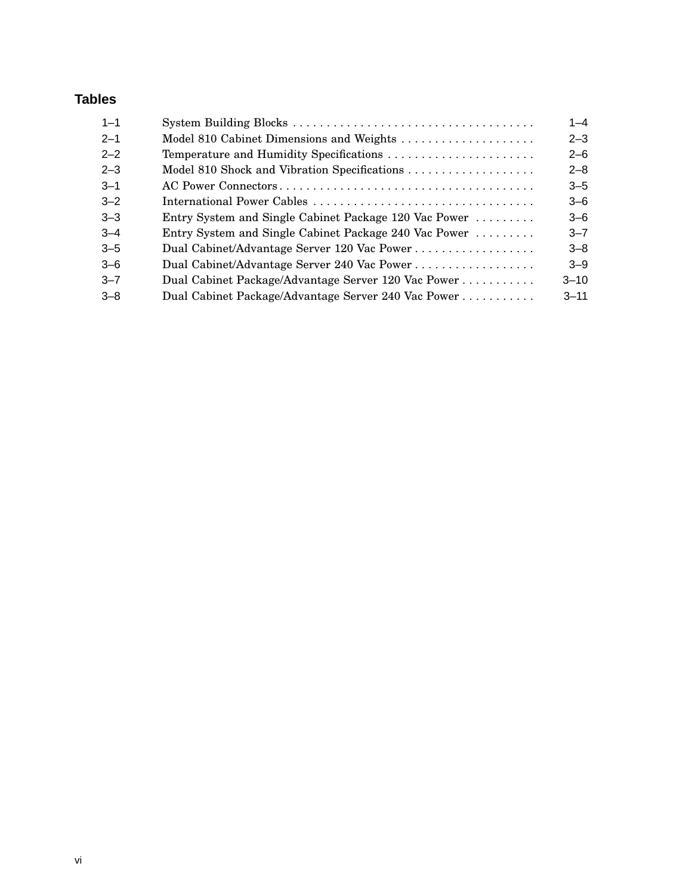# Tables

| | | |
|---|---|---|
| 1–1 | System Building Blocks | 1–4 |
| 2–1 | Model 810 Cabinet Dimensions and Weights | 2–3 |
| 2–2 | Temperature and Humidity Specifications | 2–6 |
| 2–3 | Model 810 Shock and Vibration Specifications | 2–8 |
| 3–1 | AC Power Connectors | 3–5 |
| 3–2 | International Power Cables | 3–6 |
| 3–3 | Entry System and Single Cabinet Package 120 Vac Power | 3–6 |
| 3–4 | Entry System and Single Cabinet Package 240 Vac Power | 3–7 |
| 3–5 | Dual Cabinet/Advantage Server 120 Vac Power | 3–8 |
| 3–6 | Dual Cabinet/Advantage Server 240 Vac Power | 3–9 |
| 3–7 | Dual Cabinet Package/Advantage Server 120 Vac Power | 3–10 |
| 3–8 | Dual Cabinet Package/Advantage Server 240 Vac Power | 3–11 |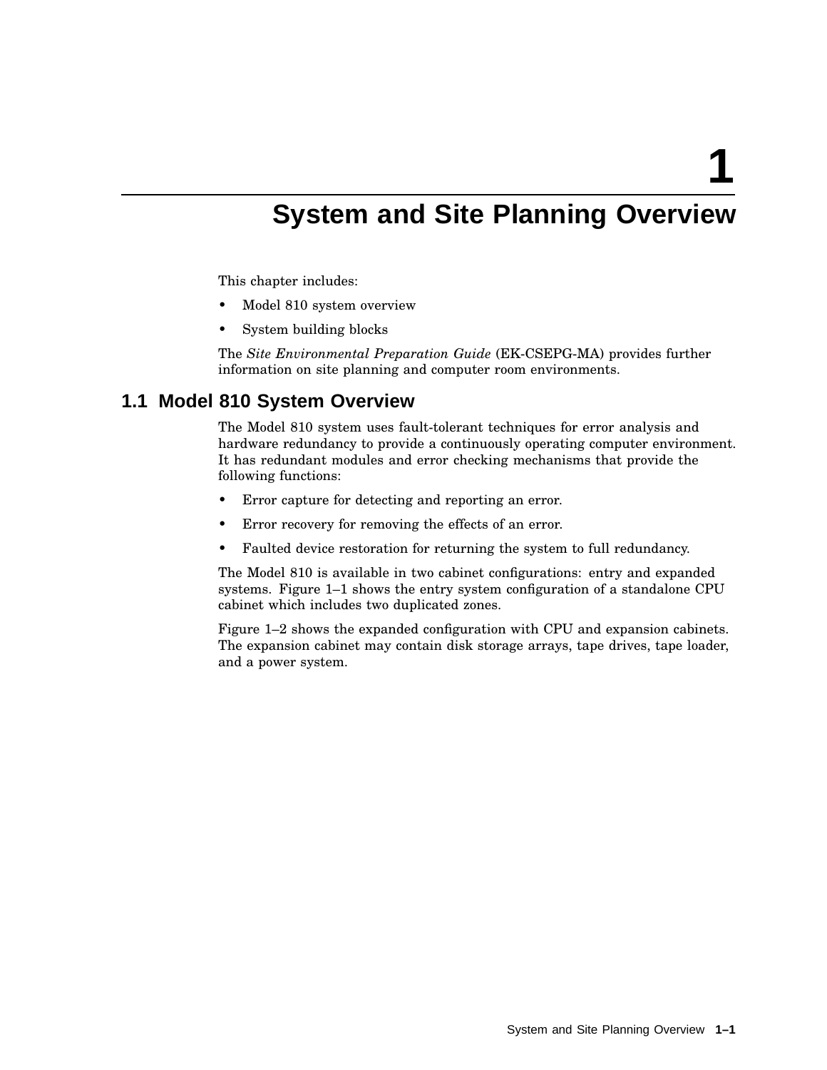# 1 System and Site Planning Overview

This chapter includes:

- Model 810 system overview
- System building blocks

The *Site Environmental Preparation Guide* (EK-CSEPG-MA) provides further information on site planning and computer room environments.

## 1.1 Model 810 System Overview

The Model 810 system uses fault-tolerant techniques for error analysis and hardware redundancy to provide a continuously operating computer environment. It has redundant modules and error checking mechanisms that provide the following functions:

- Error capture for detecting and reporting an error.
- Error recovery for removing the effects of an error.
- Faulted device restoration for returning the system to full redundancy.

The Model 810 is available in two cabinet configurations: entry and expanded systems. Figure 1–1 shows the entry system configuration of a standalone CPU cabinet which includes two duplicated zones.

Figure 1–2 shows the expanded configuration with CPU and expansion cabinets. The expansion cabinet may contain disk storage arrays, tape drives, tape loader, and a power system.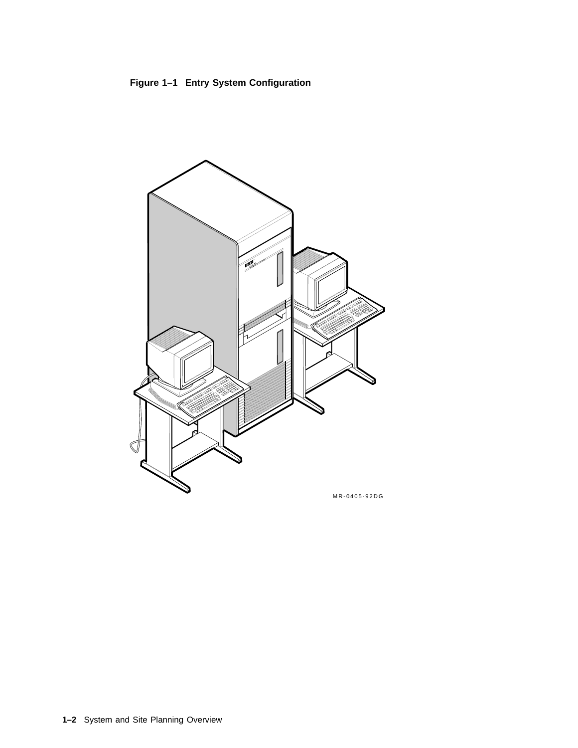**Figure 1–1 Entry System Configuration**

MR-0405-92DG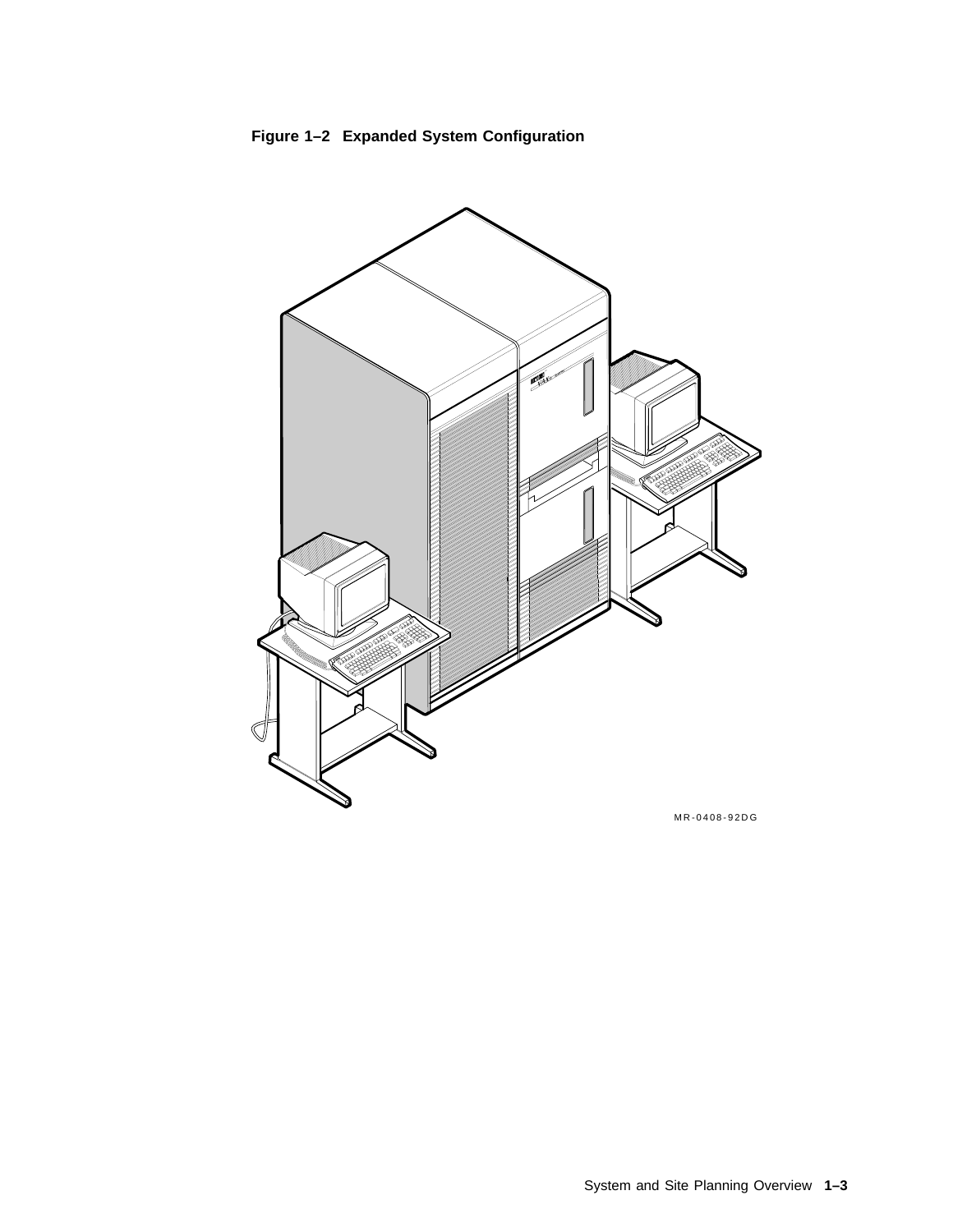**Figure 1–2 Expanded System Configuration**

MR-0408-92DG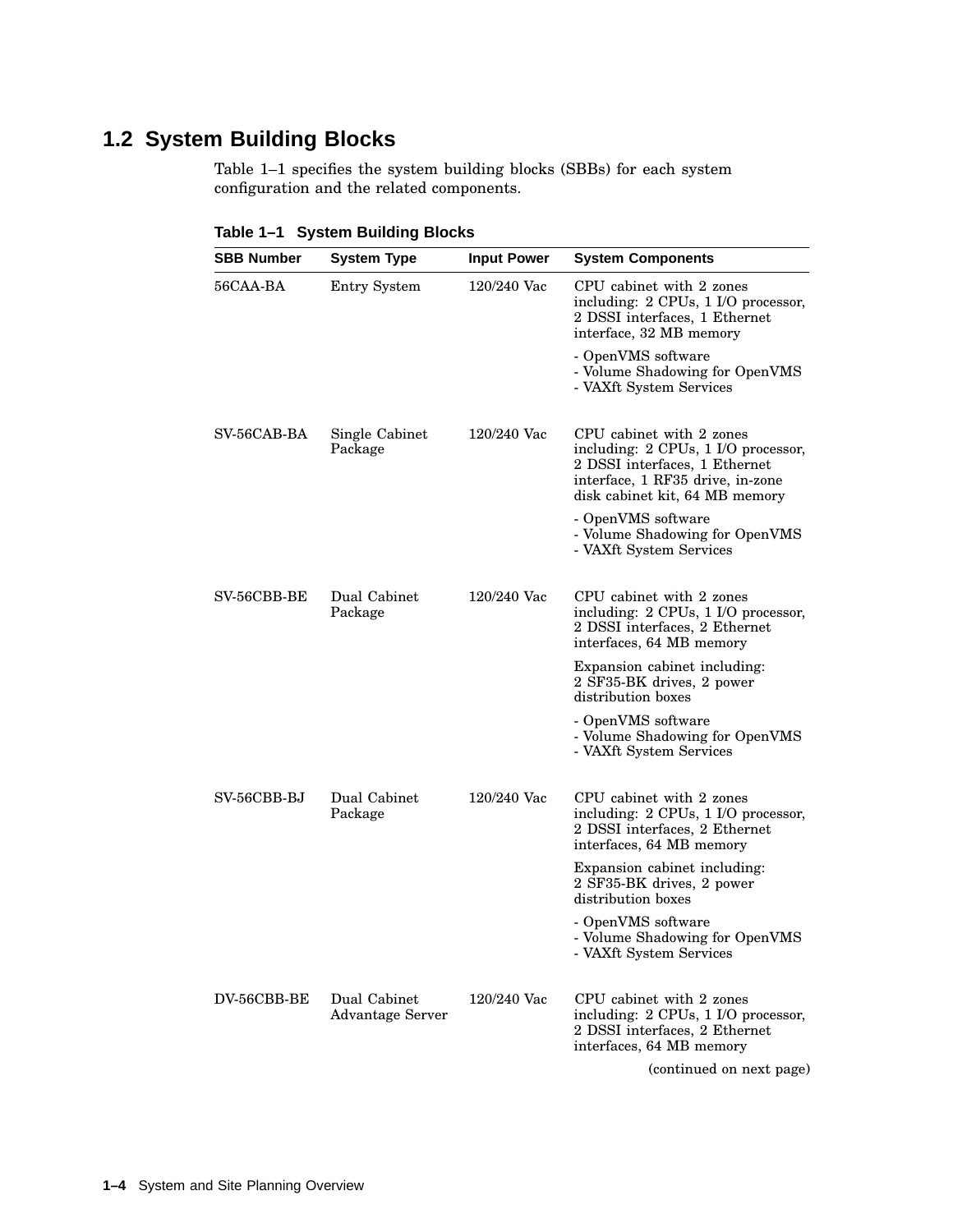## 1.2 System Building Blocks

Table 1–1 specifies the system building blocks (SBBs) for each system configuration and the related components.

**Table 1–1 System Building Blocks**

| SBB Number | System Type | Input Power | System Components |
|---|---|---|---|
| 56CAA-BA | Entry System | 120/240 Vac | CPU cabinet with 2 zones including: 2 CPUs, 1 I/O processor, 2 DSSI interfaces, 1 Ethernet interface, 32 MB memory<br><br>- OpenVMS software<br>- Volume Shadowing for OpenVMS<br>- VAXft System Services |
| SV-56CAB-BA | Single Cabinet Package | 120/240 Vac | CPU cabinet with 2 zones including: 2 CPUs, 1 I/O processor, 2 DSSI interfaces, 1 Ethernet interface, 1 RF35 drive, in-zone disk cabinet kit, 64 MB memory<br><br>- OpenVMS software<br>- Volume Shadowing for OpenVMS<br>- VAXft System Services |
| SV-56CBB-BE | Dual Cabinet Package | 120/240 Vac | CPU cabinet with 2 zones including: 2 CPUs, 1 I/O processor, 2 DSSI interfaces, 2 Ethernet interfaces, 64 MB memory<br><br>Expansion cabinet including: 2 SF35-BK drives, 2 power distribution boxes<br><br>- OpenVMS software<br>- Volume Shadowing for OpenVMS<br>- VAXft System Services |
| SV-56CBB-BJ | Dual Cabinet Package | 120/240 Vac | CPU cabinet with 2 zones including: 2 CPUs, 1 I/O processor, 2 DSSI interfaces, 2 Ethernet interfaces, 64 MB memory<br><br>Expansion cabinet including: 2 SF35-BK drives, 2 power distribution boxes<br><br>- OpenVMS software<br>- Volume Shadowing for OpenVMS<br>- VAXft System Services |
| DV-56CBB-BE | Dual Cabinet Advantage Server | 120/240 Vac | CPU cabinet with 2 zones including: 2 CPUs, 1 I/O processor, 2 DSSI interfaces, 2 Ethernet interfaces, 64 MB memory |

(continued on next page)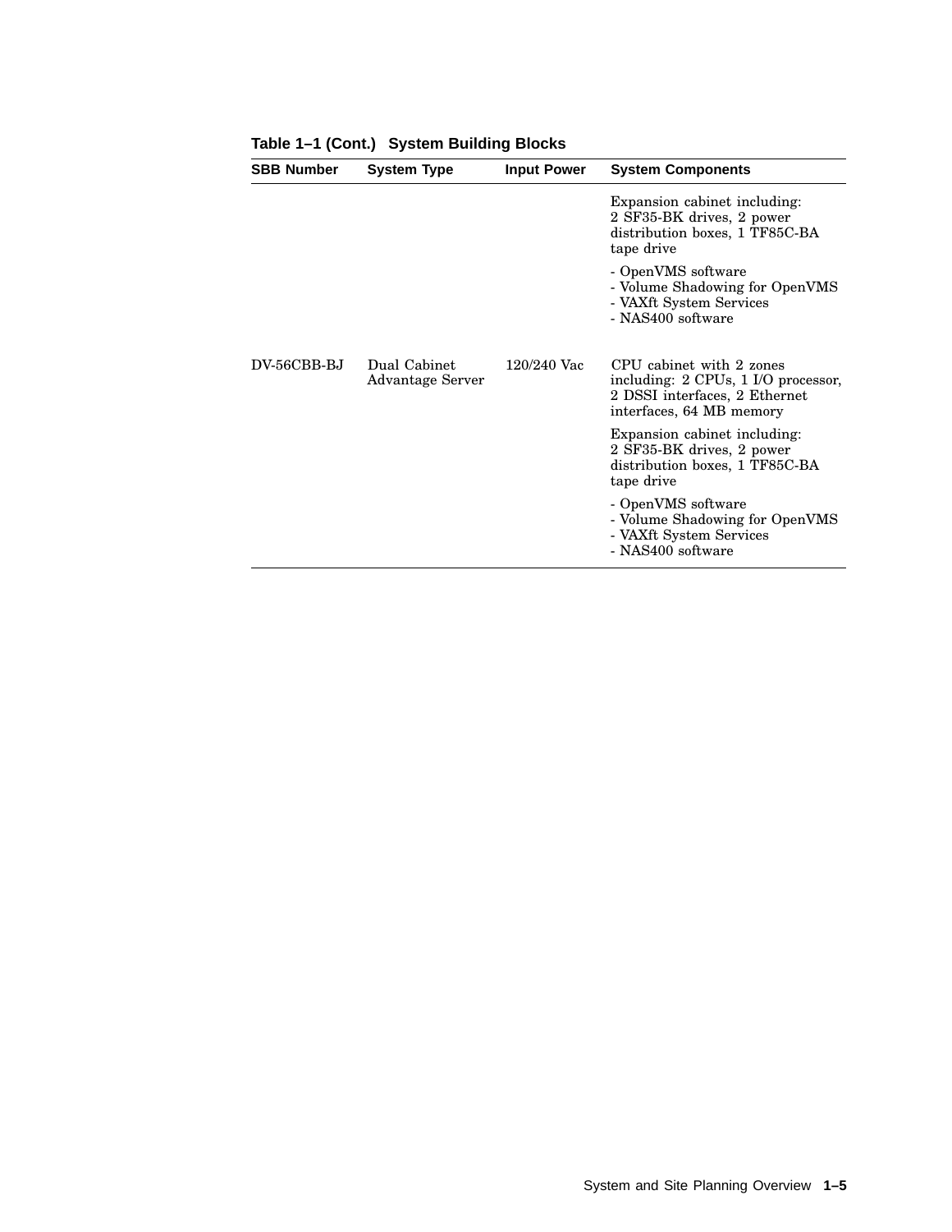**Table 1–1 (Cont.) System Building Blocks**

| SBB Number | System Type | Input Power | System Components |
|---|---|---|---|
| | | | Expansion cabinet including: 2 SF35-BK drives, 2 power distribution boxes, 1 TF85C-BA tape drive |
| | | | - OpenVMS software<br>- Volume Shadowing for OpenVMS<br>- VAXft System Services<br>- NAS400 software |
| DV-56CBB-BJ | Dual Cabinet Advantage Server | 120/240 Vac | CPU cabinet with 2 zones including: 2 CPUs, 1 I/O processor, 2 DSSI interfaces, 2 Ethernet interfaces, 64 MB memory |
| | | | Expansion cabinet including: 2 SF35-BK drives, 2 power distribution boxes, 1 TF85C-BA tape drive |
| | | | - OpenVMS software<br>- Volume Shadowing for OpenVMS<br>- VAXft System Services<br>- NAS400 software |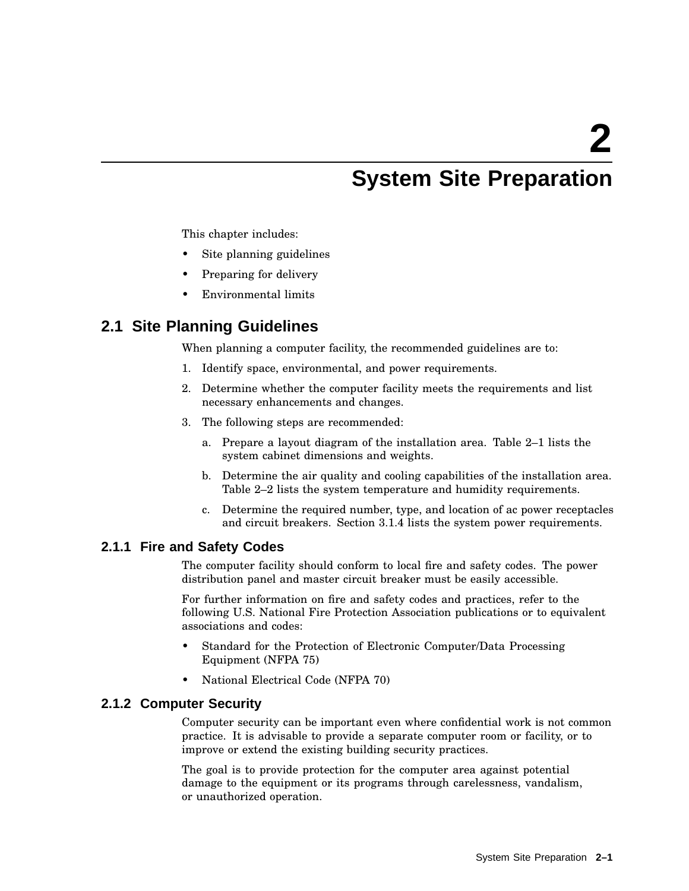# 2 System Site Preparation

This chapter includes:

- Site planning guidelines
- Preparing for delivery
- Environmental limits

## 2.1 Site Planning Guidelines

When planning a computer facility, the recommended guidelines are to:

1. Identify space, environmental, and power requirements.
2. Determine whether the computer facility meets the requirements and list necessary enhancements and changes.
3. The following steps are recommended:
   a. Prepare a layout diagram of the installation area. Table 2–1 lists the system cabinet dimensions and weights.
   b. Determine the air quality and cooling capabilities of the installation area. Table 2–2 lists the system temperature and humidity requirements.
   c. Determine the required number, type, and location of ac power receptacles and circuit breakers. Section 3.1.4 lists the system power requirements.

### 2.1.1 Fire and Safety Codes

The computer facility should conform to local fire and safety codes. The power distribution panel and master circuit breaker must be easily accessible.

For further information on fire and safety codes and practices, refer to the following U.S. National Fire Protection Association publications or to equivalent associations and codes:

- Standard for the Protection of Electronic Computer/Data Processing Equipment (NFPA 75)
- National Electrical Code (NFPA 70)

### 2.1.2 Computer Security

Computer security can be important even where confidential work is not common practice. It is advisable to provide a separate computer room or facility, or to improve or extend the existing building security practices.

The goal is to provide protection for the computer area against potential damage to the equipment or its programs through carelessness, vandalism, or unauthorized operation.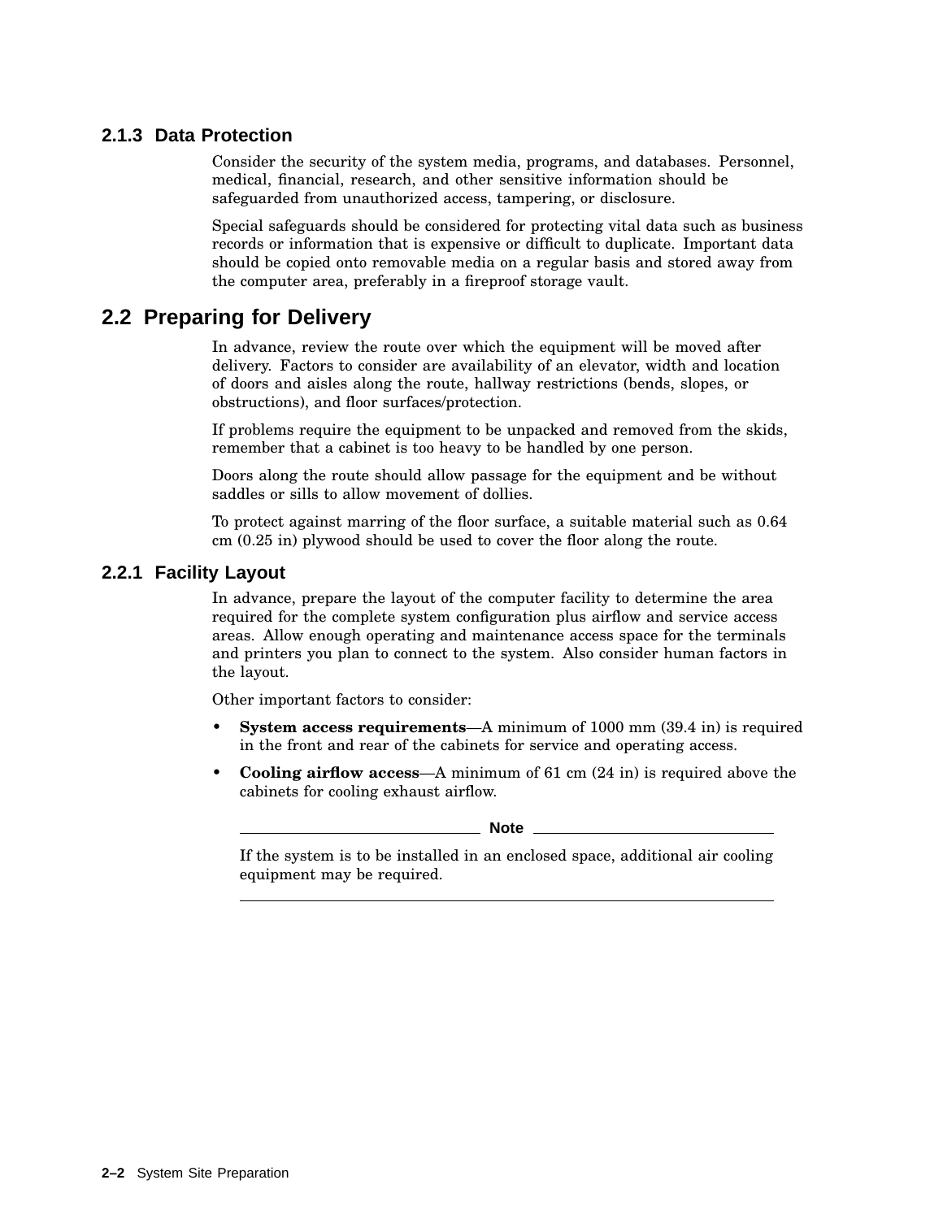### 2.1.3 Data Protection

Consider the security of the system media, programs, and databases. Personnel, medical, financial, research, and other sensitive information should be safeguarded from unauthorized access, tampering, or disclosure.

Special safeguards should be considered for protecting vital data such as business records or information that is expensive or difficult to duplicate. Important data should be copied onto removable media on a regular basis and stored away from the computer area, preferably in a fireproof storage vault.

## 2.2 Preparing for Delivery

In advance, review the route over which the equipment will be moved after delivery. Factors to consider are availability of an elevator, width and location of doors and aisles along the route, hallway restrictions (bends, slopes, or obstructions), and floor surfaces/protection.

If problems require the equipment to be unpacked and removed from the skids, remember that a cabinet is too heavy to be handled by one person.

Doors along the route should allow passage for the equipment and be without saddles or sills to allow movement of dollies.

To protect against marring of the floor surface, a suitable material such as 0.64 cm (0.25 in) plywood should be used to cover the floor along the route.

### 2.2.1 Facility Layout

In advance, prepare the layout of the computer facility to determine the area required for the complete system configuration plus airflow and service access areas. Allow enough operating and maintenance access space for the terminals and printers you plan to connect to the system. Also consider human factors in the layout.

Other important factors to consider:

- **System access requirements**—A minimum of 1000 mm (39.4 in) is required in the front and rear of the cabinets for service and operating access.
- **Cooling airflow access**—A minimum of 61 cm (24 in) is required above the cabinets for cooling exhaust airflow.

**Note**

If the system is to be installed in an enclosed space, additional air cooling equipment may be required.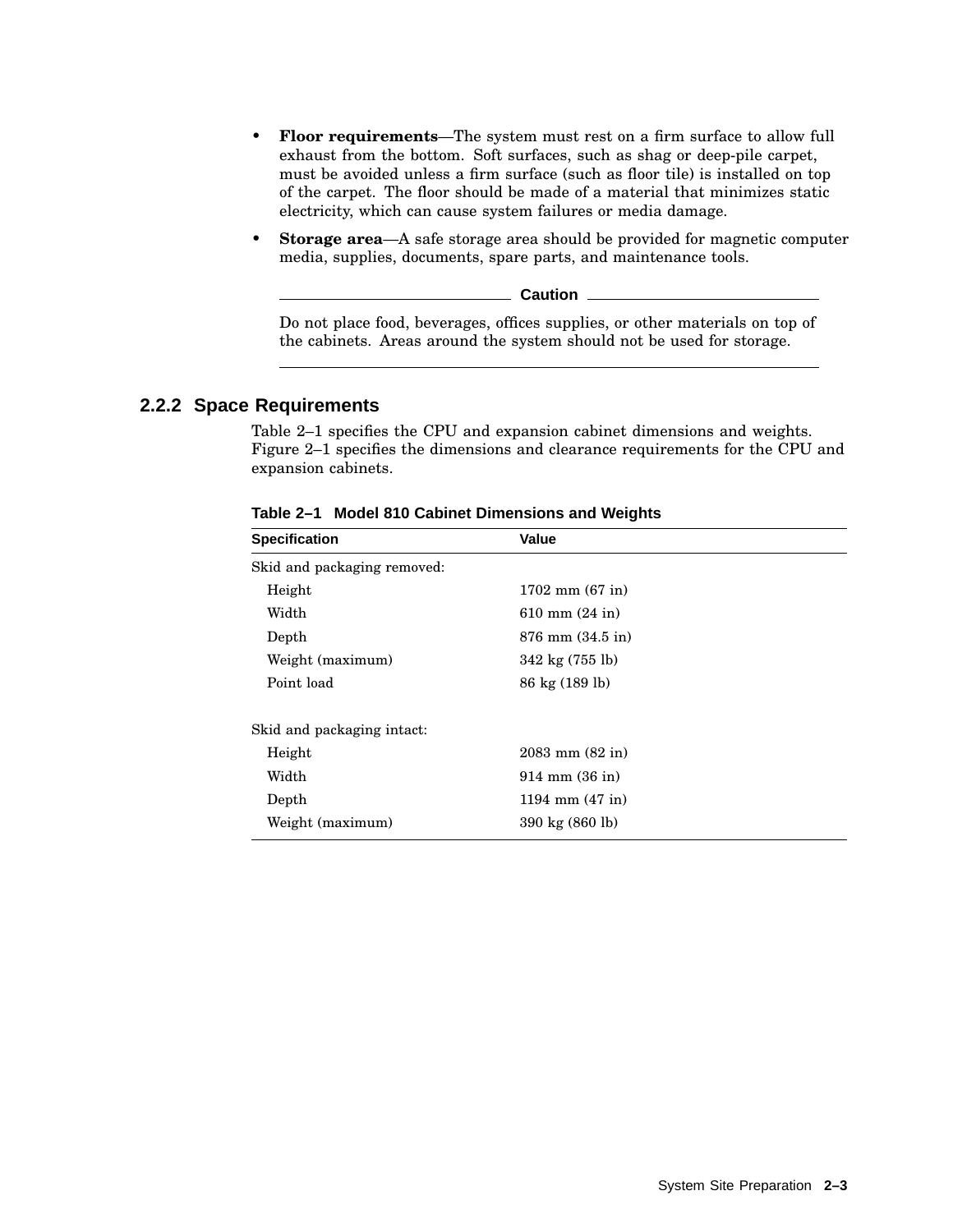- **Floor requirements**—The system must rest on a firm surface to allow full exhaust from the bottom. Soft surfaces, such as shag or deep-pile carpet, must be avoided unless a firm surface (such as floor tile) is installed on top of the carpet. The floor should be made of a material that minimizes static electricity, which can cause system failures or media damage.
- **Storage area**—A safe storage area should be provided for magnetic computer media, supplies, documents, spare parts, and maintenance tools.

**Caution**

Do not place food, beverages, offices supplies, or other materials on top of the cabinets. Areas around the system should not be used for storage.

### 2.2.2 Space Requirements

Table 2–1 specifies the CPU and expansion cabinet dimensions and weights. Figure 2–1 specifies the dimensions and clearance requirements for the CPU and expansion cabinets.

**Table 2–1 Model 810 Cabinet Dimensions and Weights**

| Specification | Value |
|---|---|
| Skid and packaging removed: | |
| Height | 1702 mm (67 in) |
| Width | 610 mm (24 in) |
| Depth | 876 mm (34.5 in) |
| Weight (maximum) | 342 kg (755 lb) |
| Point load | 86 kg (189 lb) |
| Skid and packaging intact: | |
| Height | 2083 mm (82 in) |
| Width | 914 mm (36 in) |
| Depth | 1194 mm (47 in) |
| Weight (maximum) | 390 kg (860 lb) |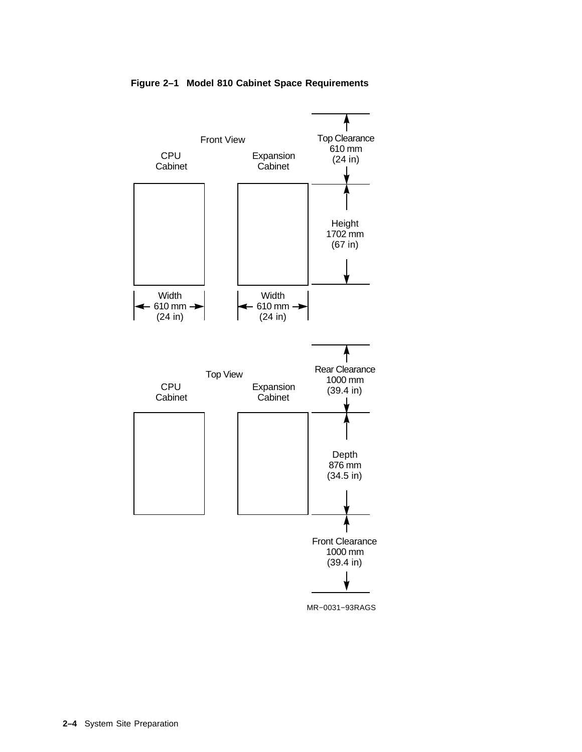**Figure 2–1 Model 810 Cabinet Space Requirements**

Front View

CPU Cabinet

Expansion Cabinet

Top Clearance 610 mm (24 in)

Height 1702 mm (67 in)

Width 610 mm (24 in)

Width 610 mm (24 in)

Top View

CPU Cabinet

Expansion Cabinet

Rear Clearance 1000 mm (39.4 in)

Depth 876 mm (34.5 in)

Front Clearance 1000 mm (39.4 in)

MR−0031−93RAGS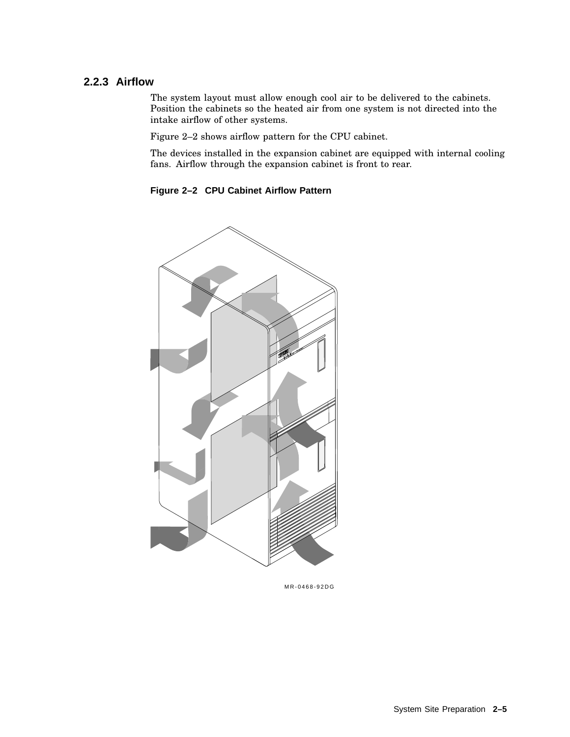### 2.2.3 Airflow

The system layout must allow enough cool air to be delivered to the cabinets. Position the cabinets so the heated air from one system is not directed into the intake airflow of other systems.

Figure 2–2 shows airflow pattern for the CPU cabinet.

The devices installed in the expansion cabinet are equipped with internal cooling fans. Airflow through the expansion cabinet is front to rear.

**Figure 2–2 CPU Cabinet Airflow Pattern**

MR-0468-92DG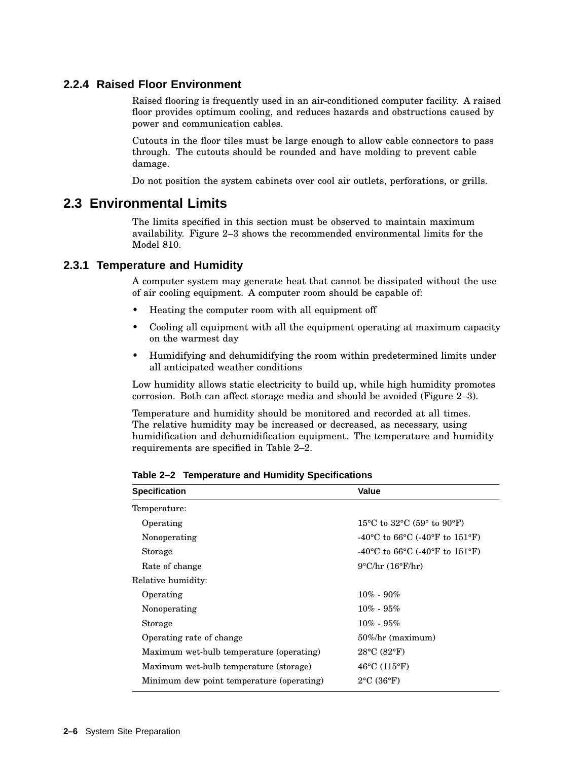### 2.2.4 Raised Floor Environment

Raised flooring is frequently used in an air-conditioned computer facility. A raised floor provides optimum cooling, and reduces hazards and obstructions caused by power and communication cables.

Cutouts in the floor tiles must be large enough to allow cable connectors to pass through. The cutouts should be rounded and have molding to prevent cable damage.

Do not position the system cabinets over cool air outlets, perforations, or grills.

## 2.3 Environmental Limits

The limits specified in this section must be observed to maintain maximum availability. Figure 2–3 shows the recommended environmental limits for the Model 810.

### 2.3.1 Temperature and Humidity

A computer system may generate heat that cannot be dissipated without the use of air cooling equipment. A computer room should be capable of:

- Heating the computer room with all equipment off
- Cooling all equipment with all the equipment operating at maximum capacity on the warmest day
- Humidifying and dehumidifying the room within predetermined limits under all anticipated weather conditions

Low humidity allows static electricity to build up, while high humidity promotes corrosion. Both can affect storage media and should be avoided (Figure 2–3).

Temperature and humidity should be monitored and recorded at all times. The relative humidity may be increased or decreased, as necessary, using humidification and dehumidification equipment. The temperature and humidity requirements are specified in Table 2–2.

**Table 2–2 Temperature and Humidity Specifications**

| Specification | Value |
|---|---|
| Temperature: | |
| Operating | 15°C to 32°C (59° to 90°F) |
| Nonoperating | -40°C to 66°C (-40°F to 151°F) |
| Storage | -40°C to 66°C (-40°F to 151°F) |
| Rate of change | 9°C/hr (16°F/hr) |
| Relative humidity: | |
| Operating | 10% - 90% |
| Nonoperating | 10% - 95% |
| Storage | 10% - 95% |
| Operating rate of change | 50%/hr (maximum) |
| Maximum wet-bulb temperature (operating) | 28°C (82°F) |
| Maximum wet-bulb temperature (storage) | 46°C (115°F) |
| Minimum dew point temperature (operating) | 2°C (36°F) |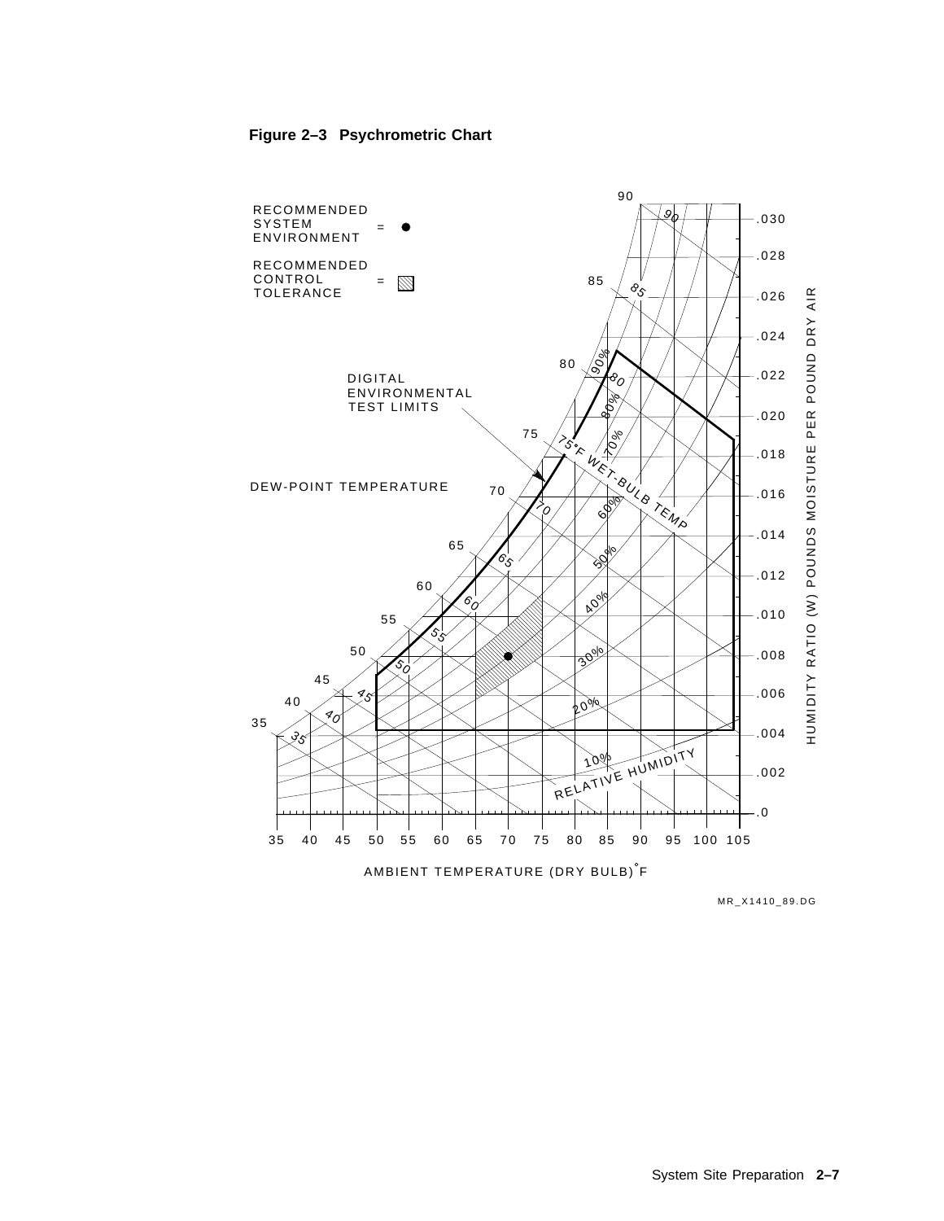**Figure 2–3 Psychrometric Chart**

RECOMMENDED SYSTEM ENVIRONMENT = ●

RECOMMENDED CONTROL TOLERANCE = ▨

DIGITAL ENVIRONMENTAL TEST LIMITS

DEW-POINT TEMPERATURE

75°F WET-BULB TEMP

RELATIVE HUMIDITY

HUMIDITY RATIO (W) POUNDS MOISTURE PER POUND DRY AIR

AMBIENT TEMPERATURE (DRY BULB)°F

MR_X1410_89.DG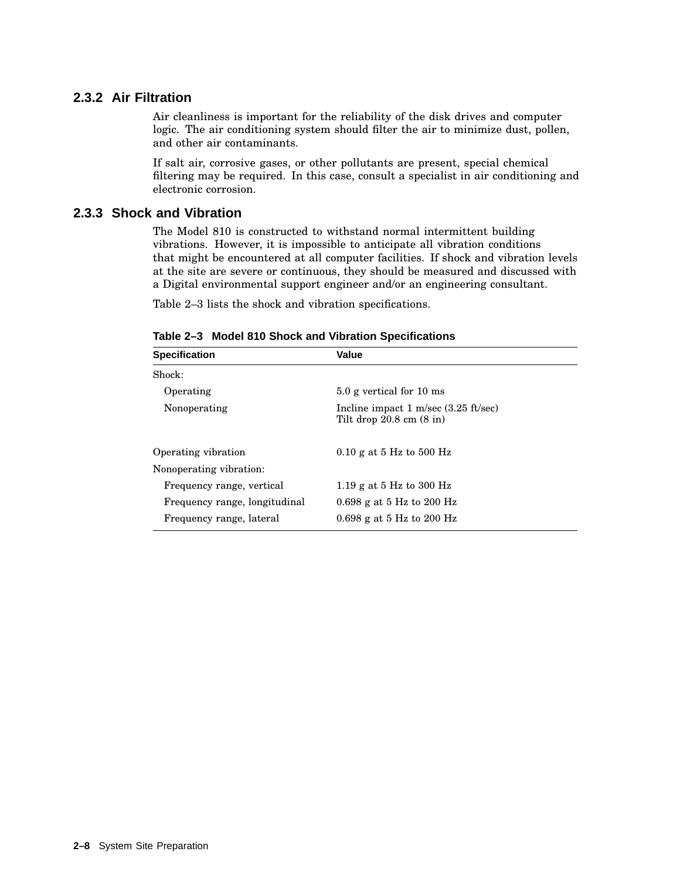### 2.3.2 Air Filtration

Air cleanliness is important for the reliability of the disk drives and computer logic. The air conditioning system should filter the air to minimize dust, pollen, and other air contaminants.

If salt air, corrosive gases, or other pollutants are present, special chemical filtering may be required. In this case, consult a specialist in air conditioning and electronic corrosion.

### 2.3.3 Shock and Vibration

The Model 810 is constructed to withstand normal intermittent building vibrations. However, it is impossible to anticipate all vibration conditions that might be encountered at all computer facilities. If shock and vibration levels at the site are severe or continuous, they should be measured and discussed with a Digital environmental support engineer and/or an engineering consultant.

Table 2–3 lists the shock and vibration specifications.

**Table 2–3 Model 810 Shock and Vibration Specifications**

| Specification | Value |
|---|---|
| Shock: | |
| Operating | 5.0 g vertical for 10 ms |
| Nonoperating | Incline impact 1 m/sec (3.25 ft/sec)<br>Tilt drop 20.8 cm (8 in) |
| Operating vibration | 0.10 g at 5 Hz to 500 Hz |
| Nonoperating vibration: | |
| Frequency range, vertical | 1.19 g at 5 Hz to 300 Hz |
| Frequency range, longitudinal | 0.698 g at 5 Hz to 200 Hz |
| Frequency range, lateral | 0.698 g at 5 Hz to 200 Hz |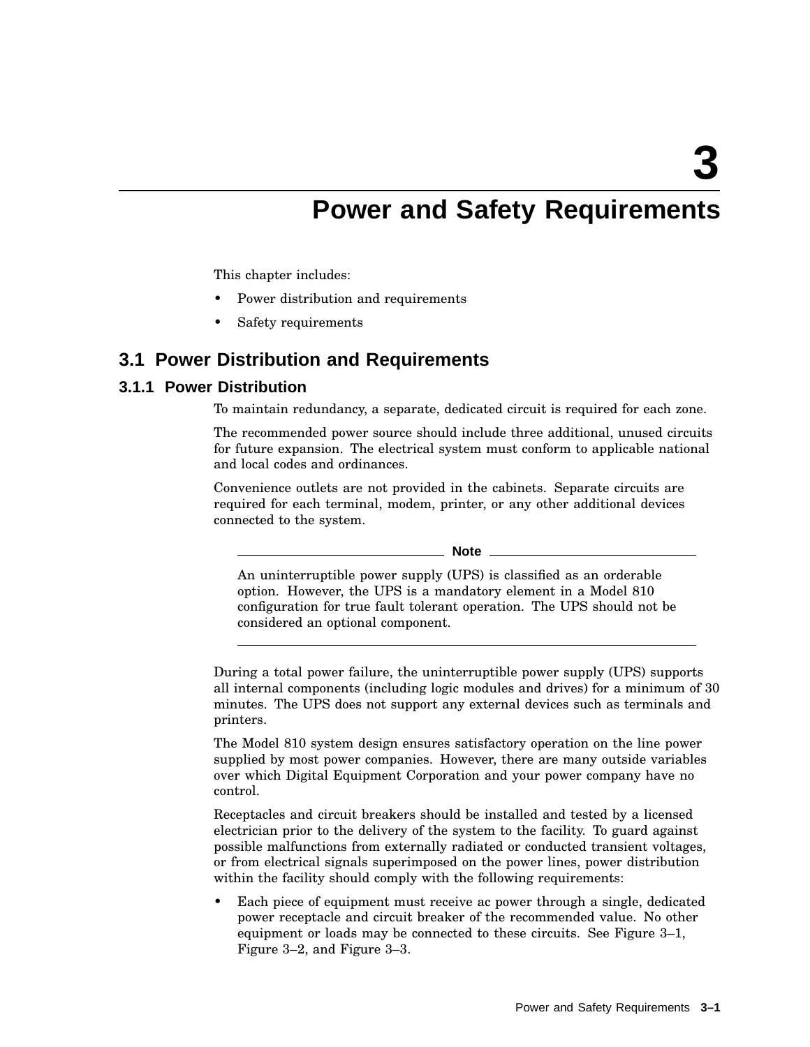# 3 Power and Safety Requirements

This chapter includes:

- Power distribution and requirements
- Safety requirements

## 3.1 Power Distribution and Requirements

### 3.1.1 Power Distribution

To maintain redundancy, a separate, dedicated circuit is required for each zone.

The recommended power source should include three additional, unused circuits for future expansion. The electrical system must conform to applicable national and local codes and ordinances.

Convenience outlets are not provided in the cabinets. Separate circuits are required for each terminal, modem, printer, or any other additional devices connected to the system.

---

**Note**

An uninterruptible power supply (UPS) is classified as an orderable option. However, the UPS is a mandatory element in a Model 810 configuration for true fault tolerant operation. The UPS should not be considered an optional component.

---

During a total power failure, the uninterruptible power supply (UPS) supports all internal components (including logic modules and drives) for a minimum of 30 minutes. The UPS does not support any external devices such as terminals and printers.

The Model 810 system design ensures satisfactory operation on the line power supplied by most power companies. However, there are many outside variables over which Digital Equipment Corporation and your power company have no control.

Receptacles and circuit breakers should be installed and tested by a licensed electrician prior to the delivery of the system to the facility. To guard against possible malfunctions from externally radiated or conducted transient voltages, or from electrical signals superimposed on the power lines, power distribution within the facility should comply with the following requirements:

- Each piece of equipment must receive ac power through a single, dedicated power receptacle and circuit breaker of the recommended value. No other equipment or loads may be connected to these circuits. See Figure 3–1, Figure 3–2, and Figure 3–3.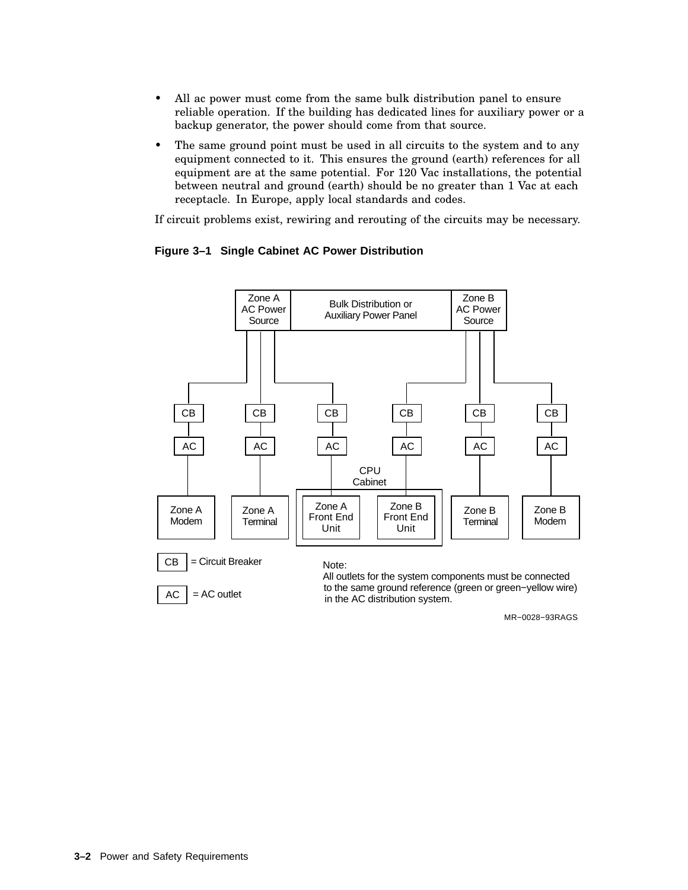- All ac power must come from the same bulk distribution panel to ensure reliable operation. If the building has dedicated lines for auxiliary power or a backup generator, the power should come from that source.
- The same ground point must be used in all circuits to the system and to any equipment connected to it. This ensures the ground (earth) references for all equipment are at the same potential. For 120 Vac installations, the potential between neutral and ground (earth) should be no greater than 1 Vac at each receptacle. In Europe, apply local standards and codes.

If circuit problems exist, rewiring and rerouting of the circuits may be necessary.

**Figure 3–1 Single Cabinet AC Power Distribution**

Zone A AC Power Source | Bulk Distribution or Auxiliary Power Panel | Zone B AC Power Source

CB | CB | CB | CB | CB | CB

AC | AC | AC | AC | AC | AC

CPU Cabinet

Zone A Modem | Zone A Terminal | Zone A Front End Unit | Zone B Front End Unit | Zone B Terminal | Zone B Modem

CB = Circuit Breaker

AC = AC outlet

Note:
All outlets for the system components must be connected to the same ground reference (green or green−yellow wire) in the AC distribution system.

MR−0028−93RAGS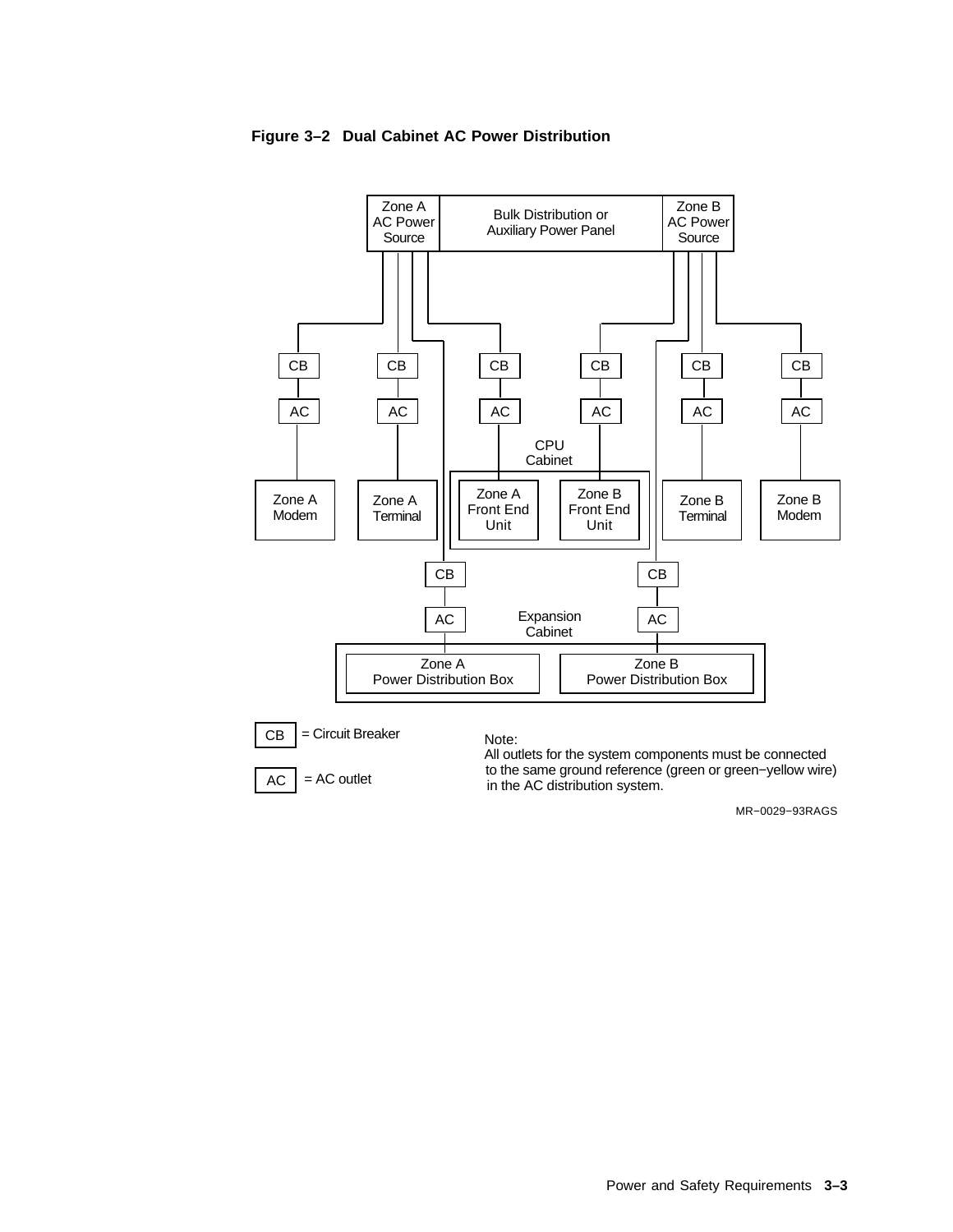**Figure 3–2 Dual Cabinet AC Power Distribution**

Zone A AC Power Source | Bulk Distribution or Auxiliary Power Panel | Zone B AC Power Source

CB = Circuit Breaker

AC = AC outlet

Zone A Modem, Zone A Terminal, CPU Cabinet (Zone A Front End Unit, Zone B Front End Unit), Zone B Terminal, Zone B Modem

Expansion Cabinet (Zone A Power Distribution Box, Zone B Power Distribution Box)

Note:
All outlets for the system components must be connected to the same ground reference (green or green−yellow wire) in the AC distribution system.

MR−0029−93RAGS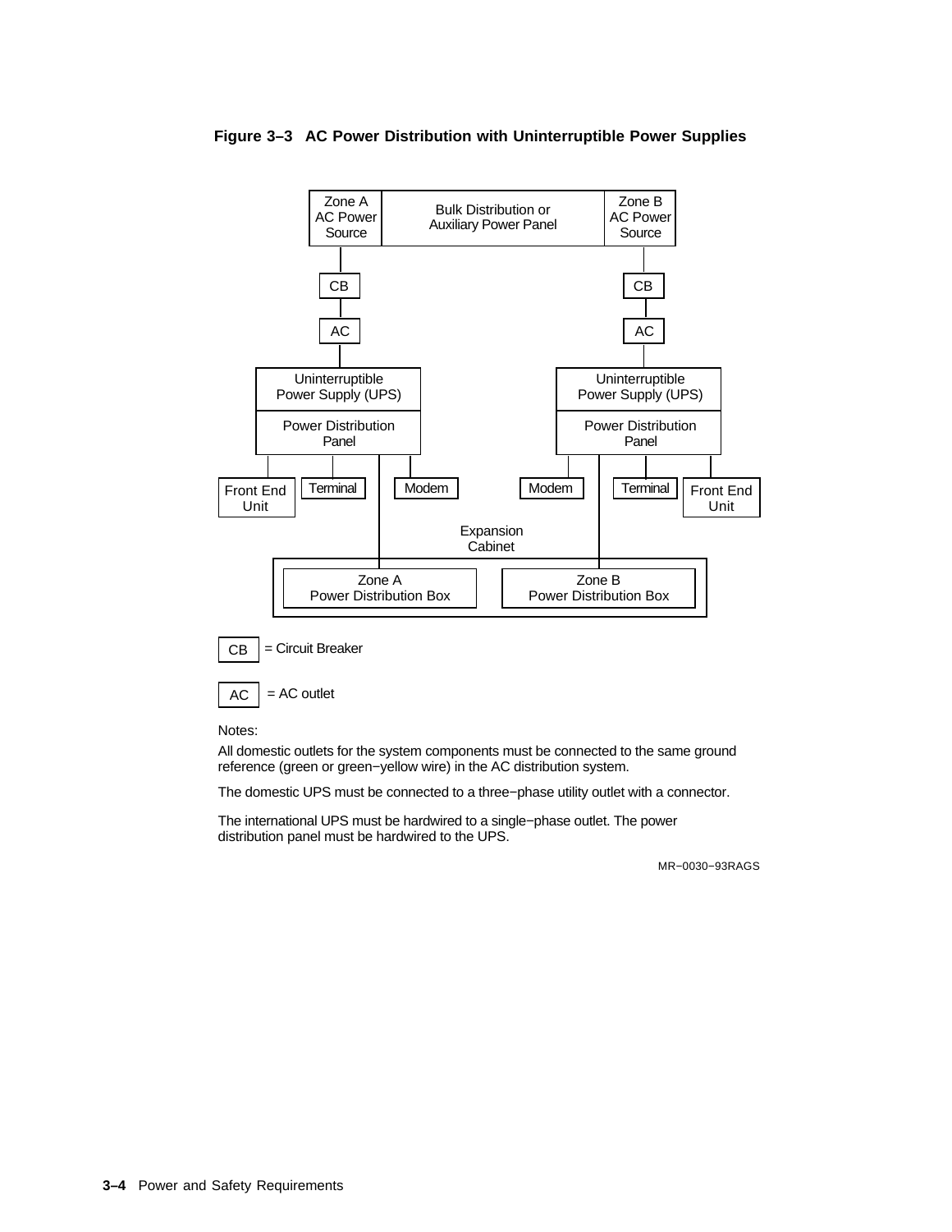**Figure 3–3 AC Power Distribution with Uninterruptible Power Supplies**

Zone A AC Power Source | Bulk Distribution or Auxiliary Power Panel | Zone B AC Power Source

CB | CB

AC | AC

Uninterruptible Power Supply (UPS) | Uninterruptible Power Supply (UPS)

Power Distribution Panel | Power Distribution Panel

Front End Unit | Terminal | Modem | Modem | Terminal | Front End Unit

Expansion Cabinet

Zone A Power Distribution Box | Zone B Power Distribution Box

CB = Circuit Breaker

AC = AC outlet

Notes:

All domestic outlets for the system components must be connected to the same ground reference (green or green−yellow wire) in the AC distribution system.

The domestic UPS must be connected to a three−phase utility outlet with a connector.

The international UPS must be hardwired to a single−phase outlet. The power distribution panel must be hardwired to the UPS.

MR−0030−93RAGS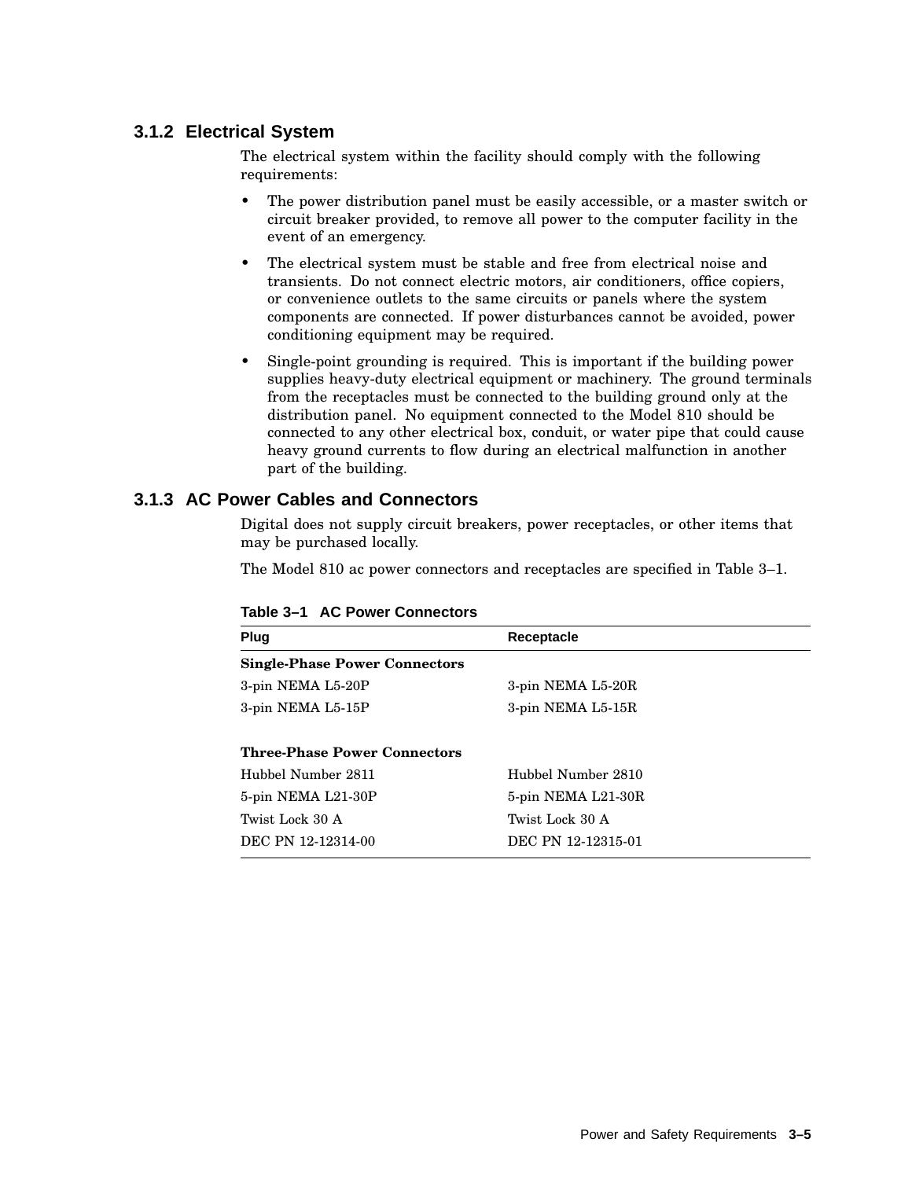### 3.1.2 Electrical System

The electrical system within the facility should comply with the following requirements:

- The power distribution panel must be easily accessible, or a master switch or circuit breaker provided, to remove all power to the computer facility in the event of an emergency.
- The electrical system must be stable and free from electrical noise and transients. Do not connect electric motors, air conditioners, office copiers, or convenience outlets to the same circuits or panels where the system components are connected. If power disturbances cannot be avoided, power conditioning equipment may be required.
- Single-point grounding is required. This is important if the building power supplies heavy-duty electrical equipment or machinery. The ground terminals from the receptacles must be connected to the building ground only at the distribution panel. No equipment connected to the Model 810 should be connected to any other electrical box, conduit, or water pipe that could cause heavy ground currents to flow during an electrical malfunction in another part of the building.

### 3.1.3 AC Power Cables and Connectors

Digital does not supply circuit breakers, power receptacles, or other items that may be purchased locally.

The Model 810 ac power connectors and receptacles are specified in Table 3–1.

**Table 3–1 AC Power Connectors**

| Plug | Receptacle |
|---|---|
| **Single-Phase Power Connectors** | |
| 3-pin NEMA L5-20P | 3-pin NEMA L5-20R |
| 3-pin NEMA L5-15P | 3-pin NEMA L5-15R |
| **Three-Phase Power Connectors** | |
| Hubbel Number 2811 | Hubbel Number 2810 |
| 5-pin NEMA L21-30P | 5-pin NEMA L21-30R |
| Twist Lock 30 A | Twist Lock 30 A |
| DEC PN 12-12314-00 | DEC PN 12-12315-01 |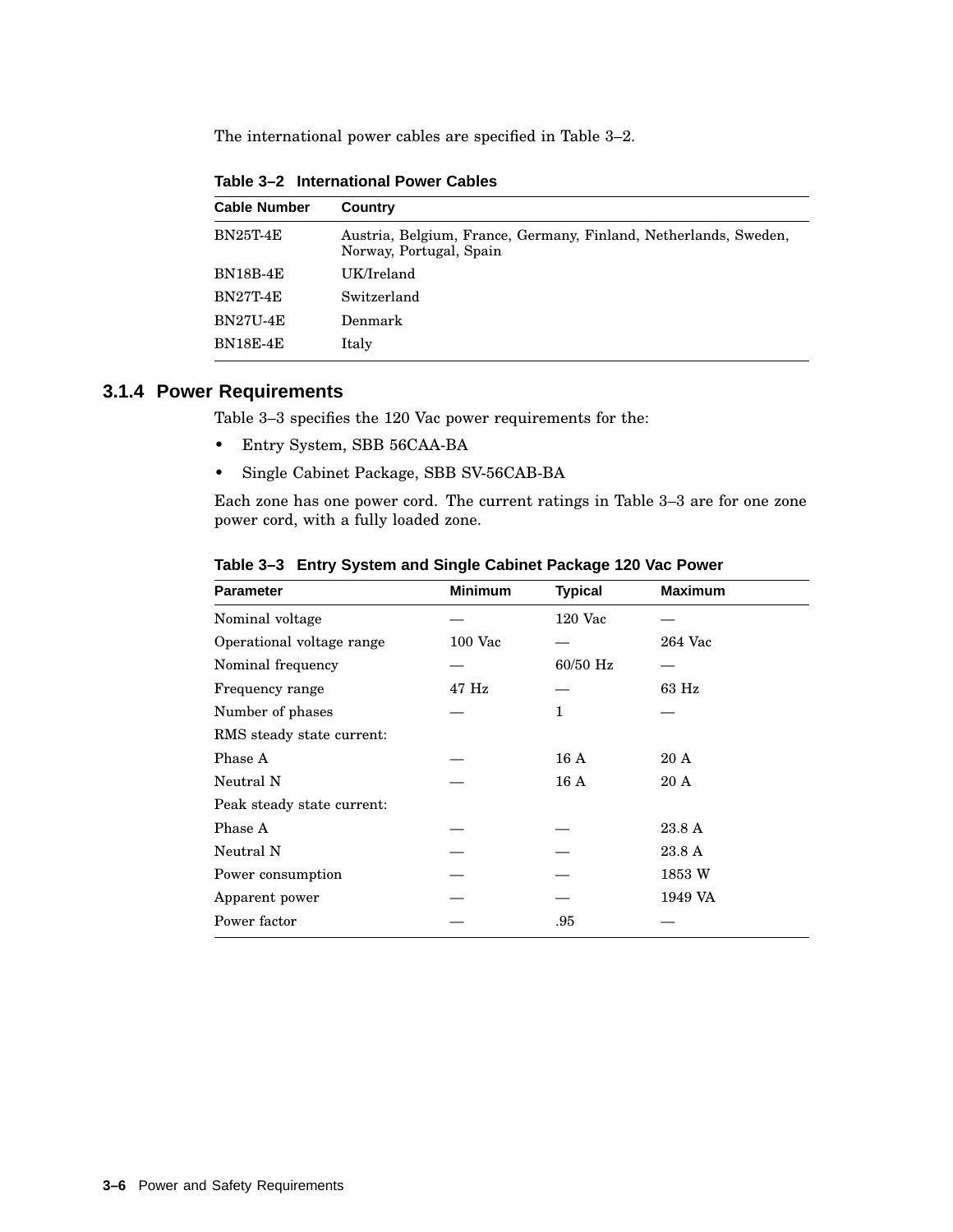The international power cables are specified in Table 3–2.

**Table 3–2 International Power Cables**

| Cable Number | Country |
|---|---|
| BN25T-4E | Austria, Belgium, France, Germany, Finland, Netherlands, Sweden, Norway, Portugal, Spain |
| BN18B-4E | UK/Ireland |
| BN27T-4E | Switzerland |
| BN27U-4E | Denmark |
| BN18E-4E | Italy |

### 3.1.4 Power Requirements

Table 3–3 specifies the 120 Vac power requirements for the:

- Entry System, SBB 56CAA-BA
- Single Cabinet Package, SBB SV-56CAB-BA

Each zone has one power cord. The current ratings in Table 3–3 are for one zone power cord, with a fully loaded zone.

**Table 3–3 Entry System and Single Cabinet Package 120 Vac Power**

| Parameter | Minimum | Typical | Maximum |
|---|---|---|---|
| Nominal voltage | — | 120 Vac | — |
| Operational voltage range | 100 Vac | — | 264 Vac |
| Nominal frequency | — | 60/50 Hz | — |
| Frequency range | 47 Hz | — | 63 Hz |
| Number of phases | — | 1 | — |
| RMS steady state current: | | | |
| Phase A | — | 16 A | 20 A |
| Neutral N | — | 16 A | 20 A |
| Peak steady state current: | | | |
| Phase A | — | — | 23.8 A |
| Neutral N | — | — | 23.8 A |
| Power consumption | — | — | 1853 W |
| Apparent power | — | — | 1949 VA |
| Power factor | — | .95 | — |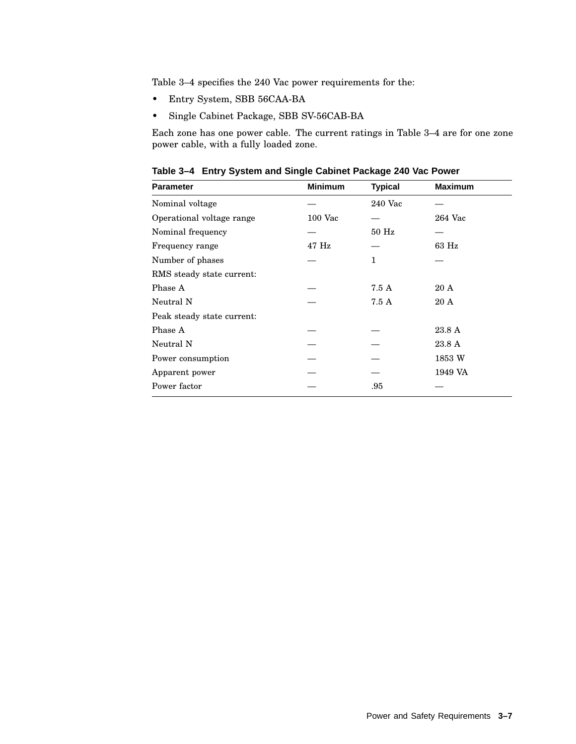Table 3–4 specifies the 240 Vac power requirements for the:

- Entry System, SBB 56CAA-BA
- Single Cabinet Package, SBB SV-56CAB-BA

Each zone has one power cable. The current ratings in Table 3–4 are for one zone power cable, with a fully loaded zone.

**Table 3–4 Entry System and Single Cabinet Package 240 Vac Power**

| Parameter | Minimum | Typical | Maximum |
|---|---|---|---|
| Nominal voltage | — | 240 Vac | — |
| Operational voltage range | 100 Vac | — | 264 Vac |
| Nominal frequency | — | 50 Hz | — |
| Frequency range | 47 Hz | — | 63 Hz |
| Number of phases | — | 1 | — |
| RMS steady state current: | | | |
| Phase A | — | 7.5 A | 20 A |
| Neutral N | — | 7.5 A | 20 A |
| Peak steady state current: | | | |
| Phase A | — | — | 23.8 A |
| Neutral N | — | — | 23.8 A |
| Power consumption | — | — | 1853 W |
| Apparent power | — | — | 1949 VA |
| Power factor | — | .95 | — |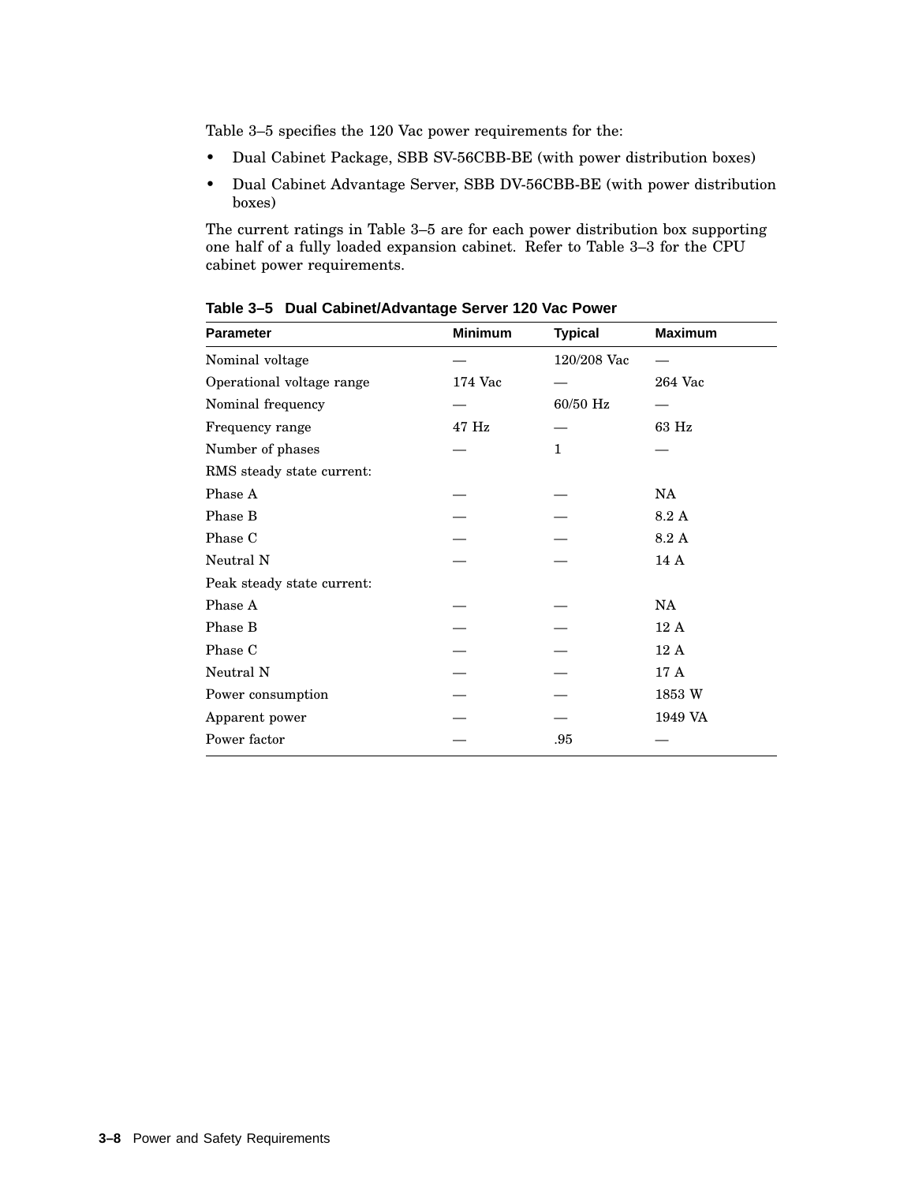Table 3–5 specifies the 120 Vac power requirements for the:

- Dual Cabinet Package, SBB SV-56CBB-BE (with power distribution boxes)
- Dual Cabinet Advantage Server, SBB DV-56CBB-BE (with power distribution boxes)

The current ratings in Table 3–5 are for each power distribution box supporting one half of a fully loaded expansion cabinet. Refer to Table 3–3 for the CPU cabinet power requirements.

**Table 3–5 Dual Cabinet/Advantage Server 120 Vac Power**

| Parameter | Minimum | Typical | Maximum |
|---|---|---|---|
| Nominal voltage | — | 120/208 Vac | — |
| Operational voltage range | 174 Vac | — | 264 Vac |
| Nominal frequency | — | 60/50 Hz | — |
| Frequency range | 47 Hz | — | 63 Hz |
| Number of phases | — | 1 | — |
| RMS steady state current: | | | |
| Phase A | — | — | NA |
| Phase B | — | — | 8.2 A |
| Phase C | — | — | 8.2 A |
| Neutral N | — | — | 14 A |
| Peak steady state current: | | | |
| Phase A | — | — | NA |
| Phase B | — | — | 12 A |
| Phase C | — | — | 12 A |
| Neutral N | — | — | 17 A |
| Power consumption | — | — | 1853 W |
| Apparent power | — | — | 1949 VA |
| Power factor | — | .95 | — |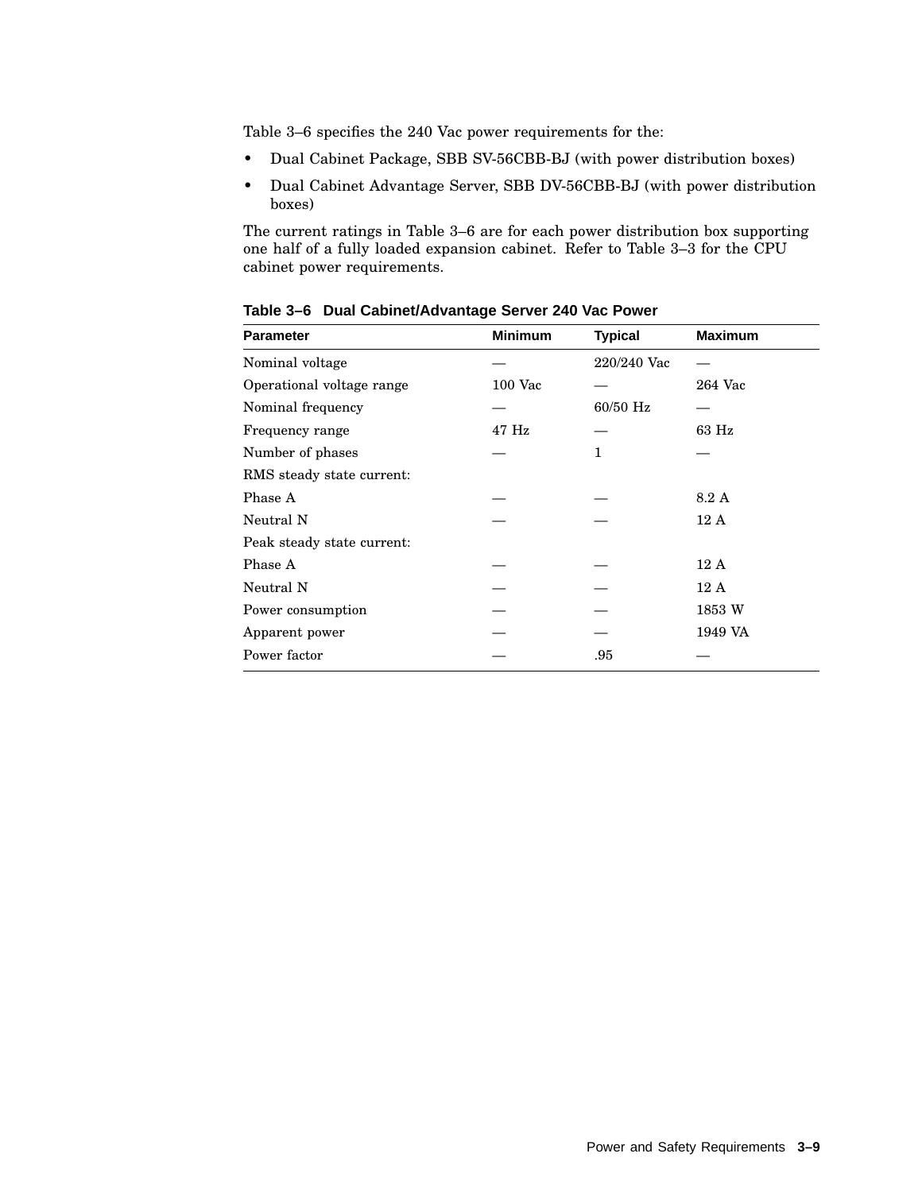Table 3–6 specifies the 240 Vac power requirements for the:

- Dual Cabinet Package, SBB SV-56CBB-BJ (with power distribution boxes)
- Dual Cabinet Advantage Server, SBB DV-56CBB-BJ (with power distribution boxes)

The current ratings in Table 3–6 are for each power distribution box supporting one half of a fully loaded expansion cabinet. Refer to Table 3–3 for the CPU cabinet power requirements.

**Table 3–6 Dual Cabinet/Advantage Server 240 Vac Power**

| Parameter | Minimum | Typical | Maximum |
|---|---|---|---|
| Nominal voltage | — | 220/240 Vac | — |
| Operational voltage range | 100 Vac | — | 264 Vac |
| Nominal frequency | — | 60/50 Hz | — |
| Frequency range | 47 Hz | — | 63 Hz |
| Number of phases | — | 1 | — |
| RMS steady state current: | | | |
| Phase A | — | — | 8.2 A |
| Neutral N | — | — | 12 A |
| Peak steady state current: | | | |
| Phase A | — | — | 12 A |
| Neutral N | — | — | 12 A |
| Power consumption | — | — | 1853 W |
| Apparent power | — | — | 1949 VA |
| Power factor | — | .95 | — |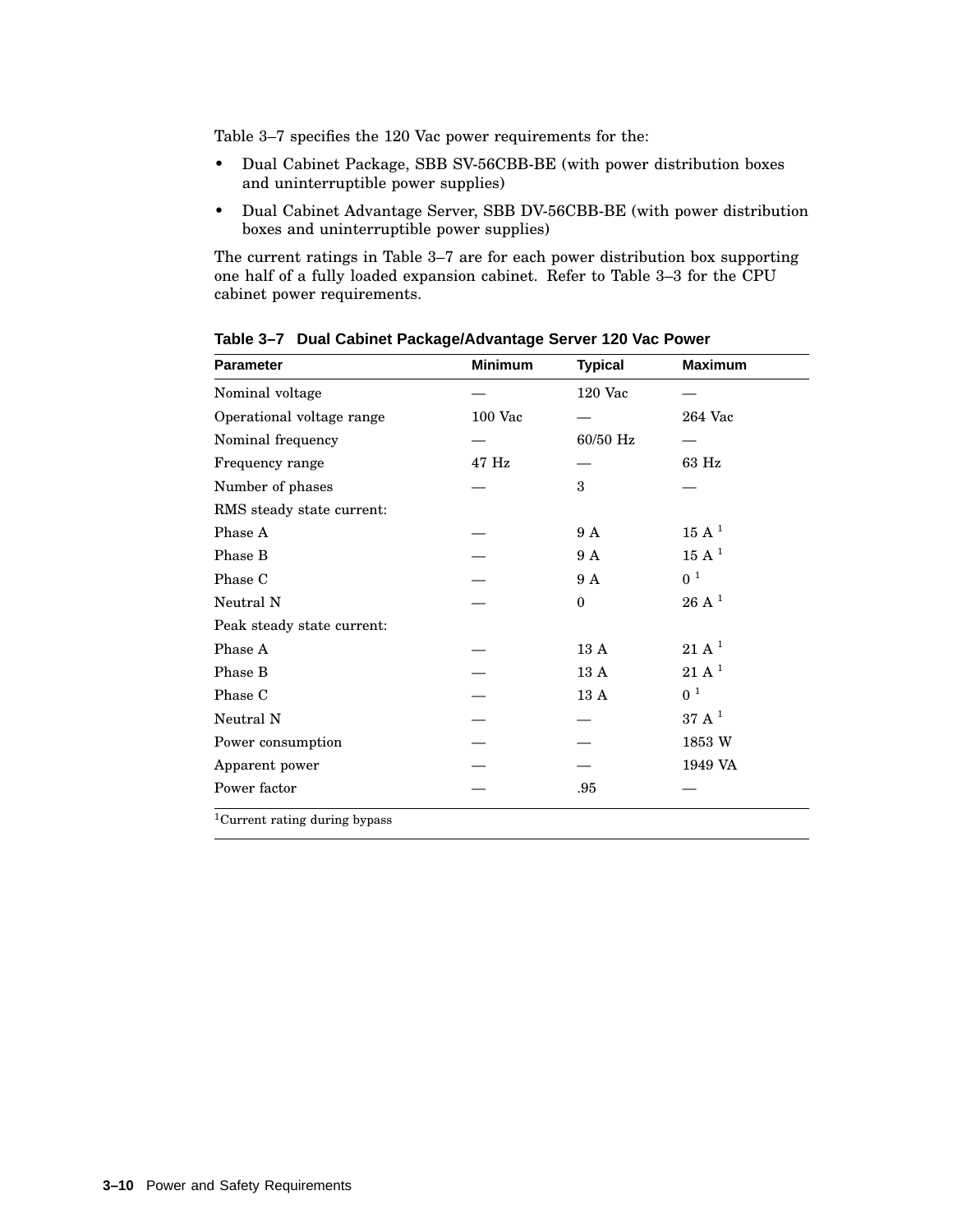Table 3–7 specifies the 120 Vac power requirements for the:

- Dual Cabinet Package, SBB SV-56CBB-BE (with power distribution boxes and uninterruptible power supplies)
- Dual Cabinet Advantage Server, SBB DV-56CBB-BE (with power distribution boxes and uninterruptible power supplies)

The current ratings in Table 3–7 are for each power distribution box supporting one half of a fully loaded expansion cabinet. Refer to Table 3–3 for the CPU cabinet power requirements.

**Table 3–7 Dual Cabinet Package/Advantage Server 120 Vac Power**

| Parameter | Minimum | Typical | Maximum |
|---|---|---|---|
| Nominal voltage | — | 120 Vac | — |
| Operational voltage range | 100 Vac | — | 264 Vac |
| Nominal frequency | — | 60/50 Hz | — |
| Frequency range | 47 Hz | — | 63 Hz |
| Number of phases | — | 3 | — |
| RMS steady state current: | | | |
| Phase A | — | 9 A | 15 A [1] |
| Phase B | — | 9 A | 15 A [1] |
| Phase C | — | 9 A | 0 [1] |
| Neutral N | — | 0 | 26 A [1] |
| Peak steady state current: | | | |
| Phase A | — | 13 A | 21 A [1] |
| Phase B | — | 13 A | 21 A [1] |
| Phase C | — | 13 A | 0 [1] |
| Neutral N | — | — | 37 A [1] |
| Power consumption | — | — | 1853 W |
| Apparent power | — | — | 1949 VA |
| Power factor | — | .95 | — |

[1]Current rating during bypass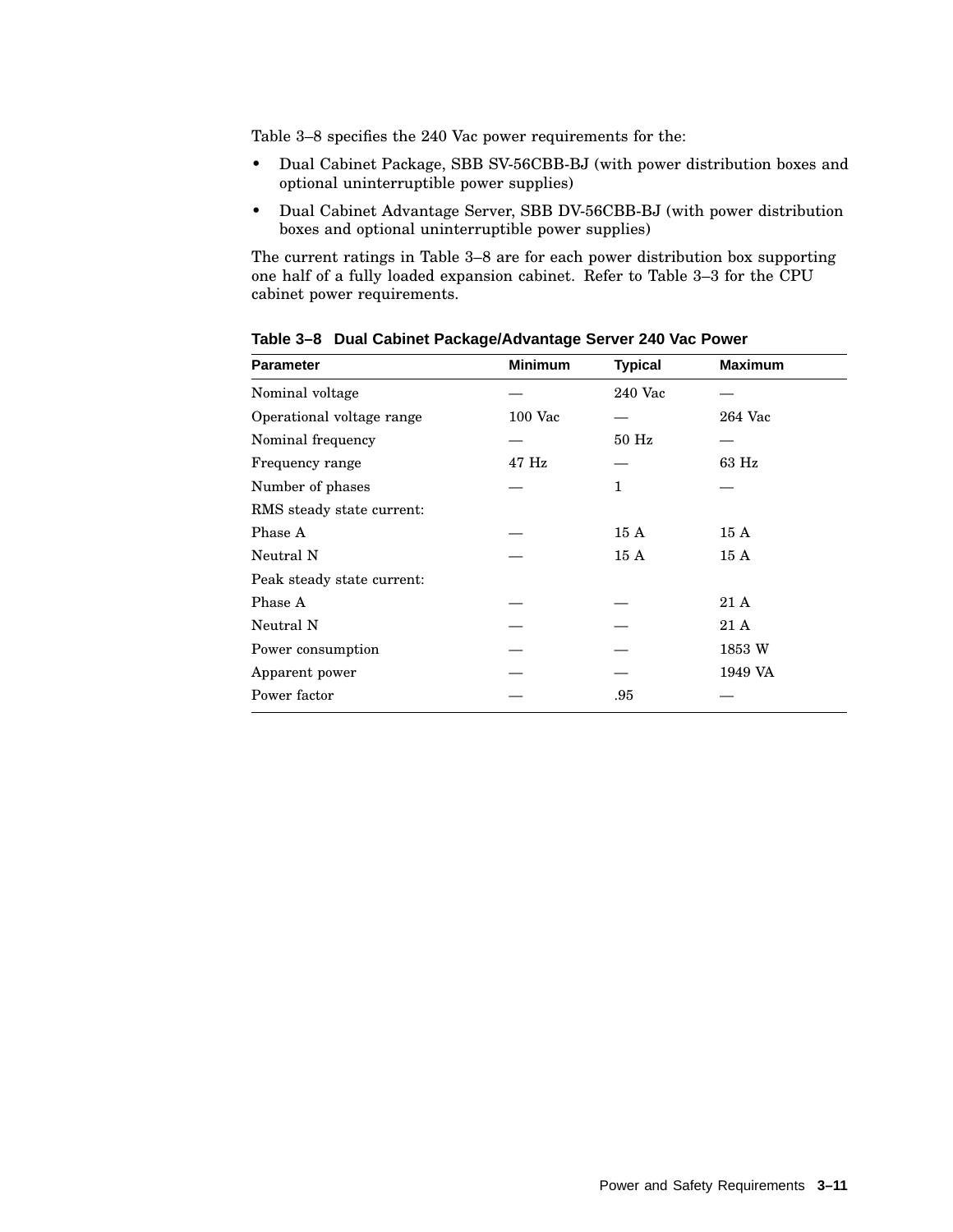Table 3–8 specifies the 240 Vac power requirements for the:

- Dual Cabinet Package, SBB SV-56CBB-BJ (with power distribution boxes and optional uninterruptible power supplies)
- Dual Cabinet Advantage Server, SBB DV-56CBB-BJ (with power distribution boxes and optional uninterruptible power supplies)

The current ratings in Table 3–8 are for each power distribution box supporting one half of a fully loaded expansion cabinet. Refer to Table 3–3 for the CPU cabinet power requirements.

**Table 3–8 Dual Cabinet Package/Advantage Server 240 Vac Power**

| Parameter | Minimum | Typical | Maximum |
|---|---|---|---|
| Nominal voltage | — | 240 Vac | — |
| Operational voltage range | 100 Vac | — | 264 Vac |
| Nominal frequency | — | 50 Hz | — |
| Frequency range | 47 Hz | — | 63 Hz |
| Number of phases | — | 1 | — |
| RMS steady state current: | | | |
| Phase A | — | 15 A | 15 A |
| Neutral N | — | 15 A | 15 A |
| Peak steady state current: | | | |
| Phase A | — | — | 21 A |
| Neutral N | — | — | 21 A |
| Power consumption | — | — | 1853 W |
| Apparent power | — | — | 1949 VA |
| Power factor | — | .95 | — |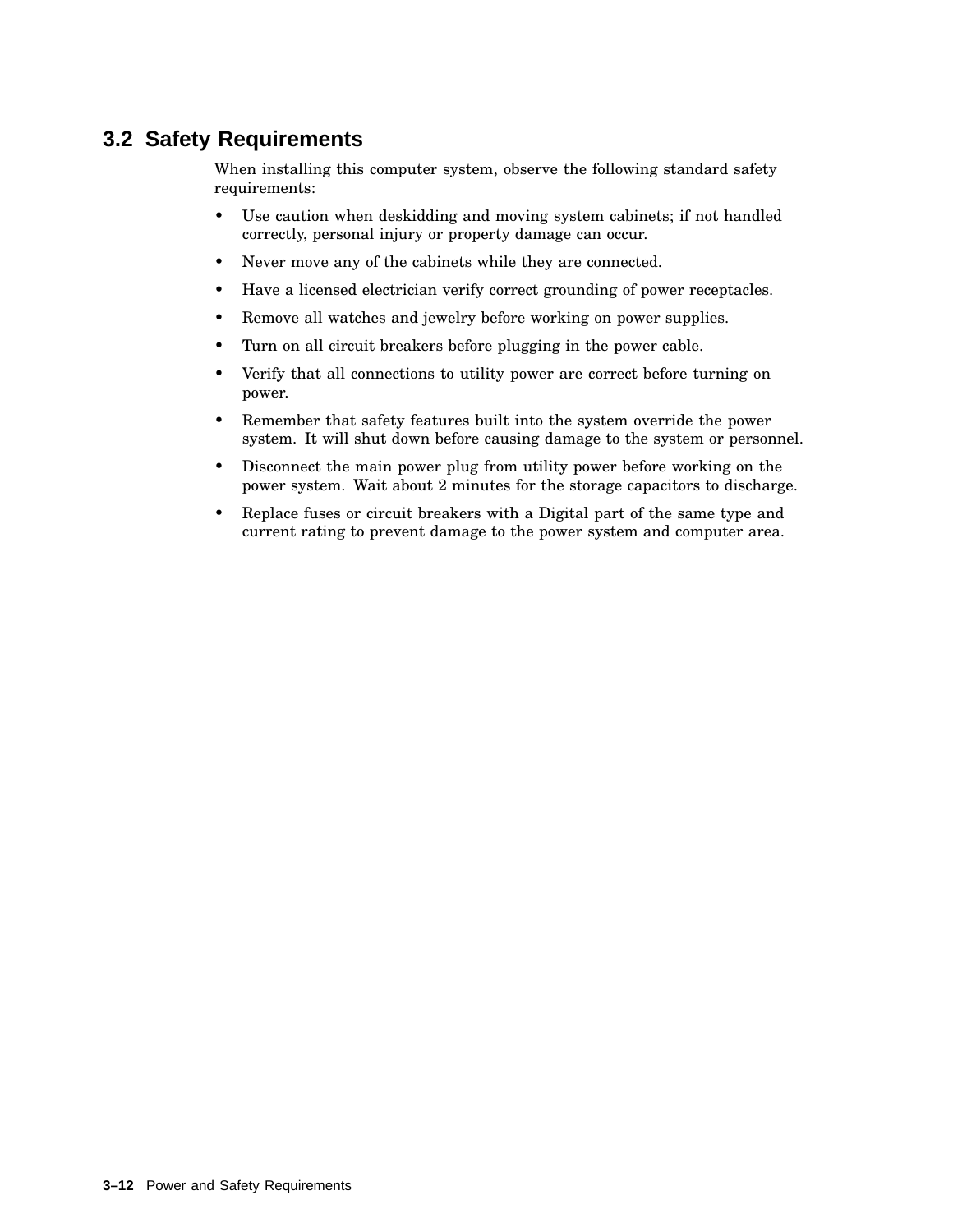## 3.2 Safety Requirements

When installing this computer system, observe the following standard safety requirements:

- Use caution when deskidding and moving system cabinets; if not handled correctly, personal injury or property damage can occur.
- Never move any of the cabinets while they are connected.
- Have a licensed electrician verify correct grounding of power receptacles.
- Remove all watches and jewelry before working on power supplies.
- Turn on all circuit breakers before plugging in the power cable.
- Verify that all connections to utility power are correct before turning on power.
- Remember that safety features built into the system override the power system. It will shut down before causing damage to the system or personnel.
- Disconnect the main power plug from utility power before working on the power system. Wait about 2 minutes for the storage capacitors to discharge.
- Replace fuses or circuit breakers with a Digital part of the same type and current rating to prevent damage to the power system and computer area.